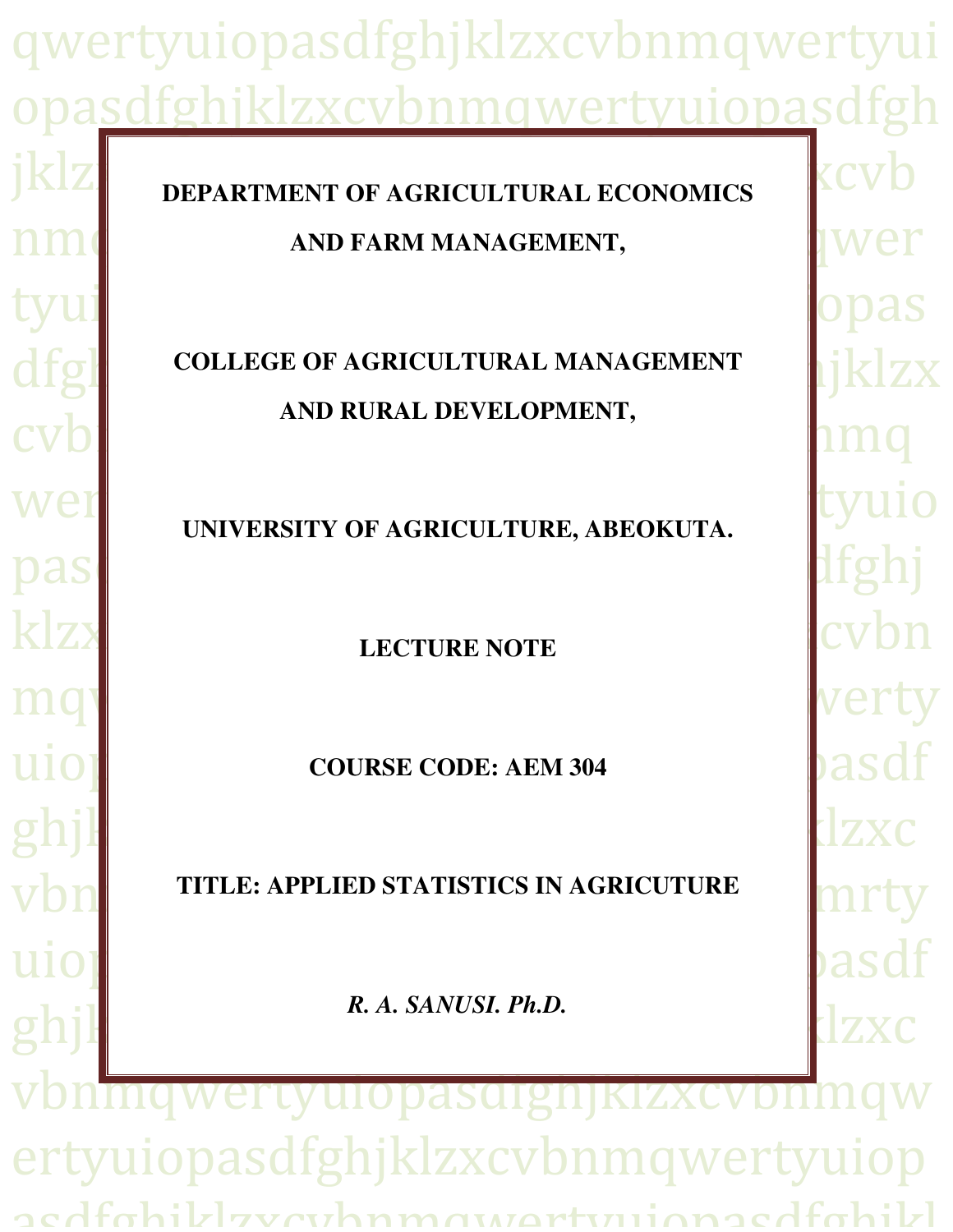**DEPARTMENT OF AGRICULTURAL ECONOMICS AND FARM MANAGEMENT,**

**COLLEGE OF AGRICULTURAL MANAGEMENT AND RURAL DEVELOPMENT,**

**UNIVERSITY OF AGRICULTURE, ABEOKUTA.**

**LECTURE NOTE**

**COURSE CODE: AEM 304**

**TITLE: APPLIED STATISTICS IN AGRICUTURE**

***R. A. SANUSI. Ph.D.***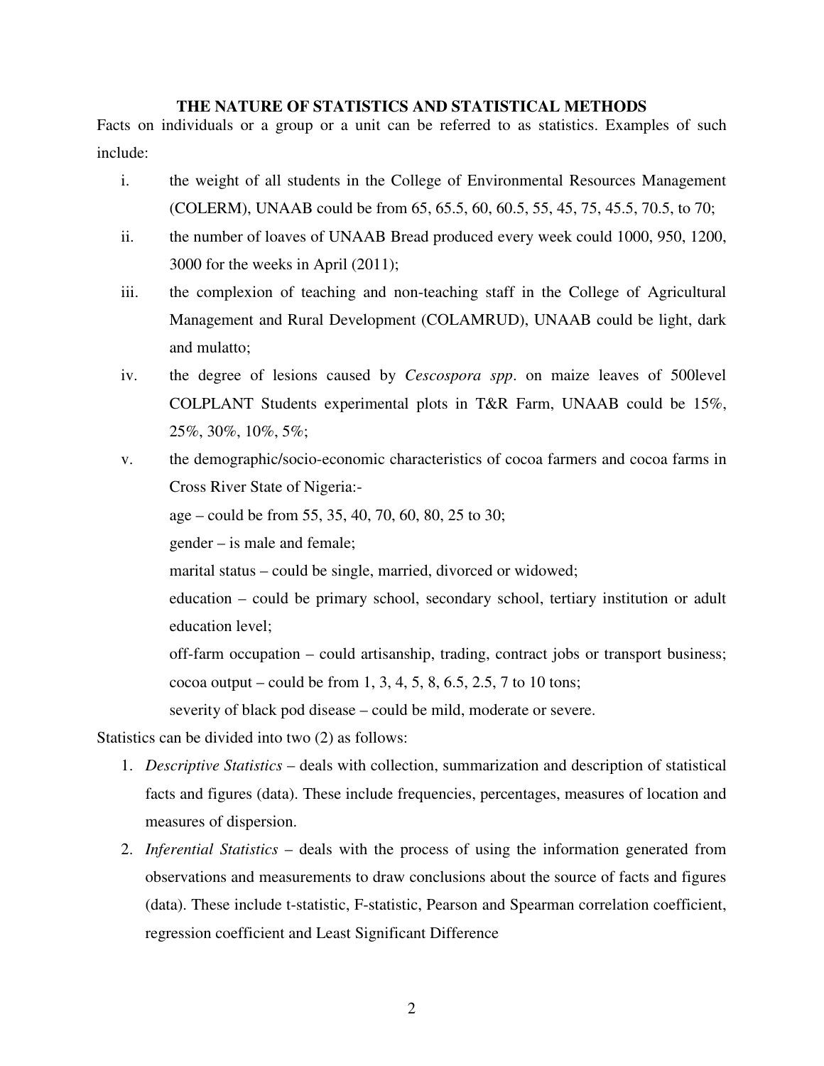# THE NATURE OF STATISTICS AND STATISTICAL METHODS

Facts on individuals or a group or a unit can be referred to as statistics. Examples of such include:

i. the weight of all students in the College of Environmental Resources Management (COLERM), UNAAB could be from 65, 65.5, 60, 60.5, 55, 45, 75, 45.5, 70.5, to 70;

ii. the number of loaves of UNAAB Bread produced every week could 1000, 950, 1200, 3000 for the weeks in April (2011);

iii. the complexion of teaching and non-teaching staff in the College of Agricultural Management and Rural Development (COLAMRUD), UNAAB could be light, dark and mulatto;

iv. the degree of lesions caused by *Cescospora spp*. on maize leaves of 500level COLPLANT Students experimental plots in T&R Farm, UNAAB could be 15%, 25%, 30%, 10%, 5%;

v. the demographic/socio-economic characteristics of cocoa farmers and cocoa farms in Cross River State of Nigeria:-

   age – could be from 55, 35, 40, 70, 60, 80, 25 to 30;

   gender – is male and female;

   marital status – could be single, married, divorced or widowed;

   education – could be primary school, secondary school, tertiary institution or adult education level;

   off-farm occupation – could artisanship, trading, contract jobs or transport business;

   cocoa output – could be from 1, 3, 4, 5, 8, 6.5, 2.5, 7 to 10 tons;

   severity of black pod disease – could be mild, moderate or severe.

Statistics can be divided into two (2) as follows:

1. *Descriptive Statistics* – deals with collection, summarization and description of statistical facts and figures (data). These include frequencies, percentages, measures of location and measures of dispersion.
2. *Inferential Statistics* – deals with the process of using the information generated from observations and measurements to draw conclusions about the source of facts and figures (data). These include t-statistic, F-statistic, Pearson and Spearman correlation coefficient, regression coefficient and Least Significant Difference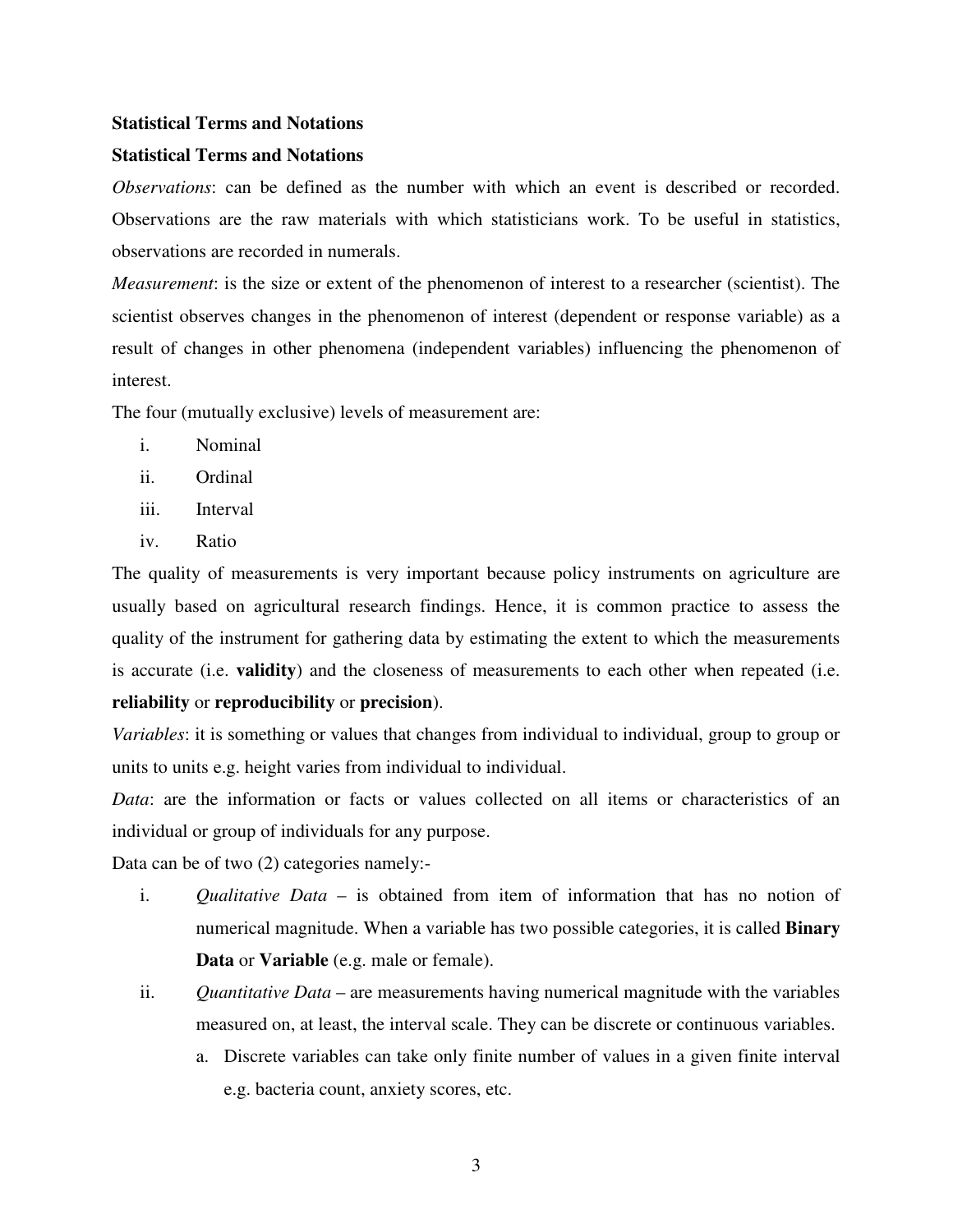**Statistical Terms and Notations**

**Statistical Terms and Notations**

*Observations*: can be defined as the number with which an event is described or recorded. Observations are the raw materials with which statisticians work. To be useful in statistics, observations are recorded in numerals.

*Measurement*: is the size or extent of the phenomenon of interest to a researcher (scientist). The scientist observes changes in the phenomenon of interest (dependent or response variable) as a result of changes in other phenomena (independent variables) influencing the phenomenon of interest.

The four (mutually exclusive) levels of measurement are:

i. Nominal
ii. Ordinal
iii. Interval
iv. Ratio

The quality of measurements is very important because policy instruments on agriculture are usually based on agricultural research findings. Hence, it is common practice to assess the quality of the instrument for gathering data by estimating the extent to which the measurements is accurate (i.e. **validity**) and the closeness of measurements to each other when repeated (i.e. **reliability** or **reproducibility** or **precision**).

*Variables*: it is something or values that changes from individual to individual, group to group or units to units e.g. height varies from individual to individual.

*Data*: are the information or facts or values collected on all items or characteristics of an individual or group of individuals for any purpose.

Data can be of two (2) categories namely:-

i. *Qualitative Data* – is obtained from item of information that has no notion of numerical magnitude. When a variable has two possible categories, it is called **Binary Data** or **Variable** (e.g. male or female).

ii. *Quantitative Data* – are measurements having numerical magnitude with the variables measured on, at least, the interval scale. They can be discrete or continuous variables.

   a. Discrete variables can take only finite number of values in a given finite interval e.g. bacteria count, anxiety scores, etc.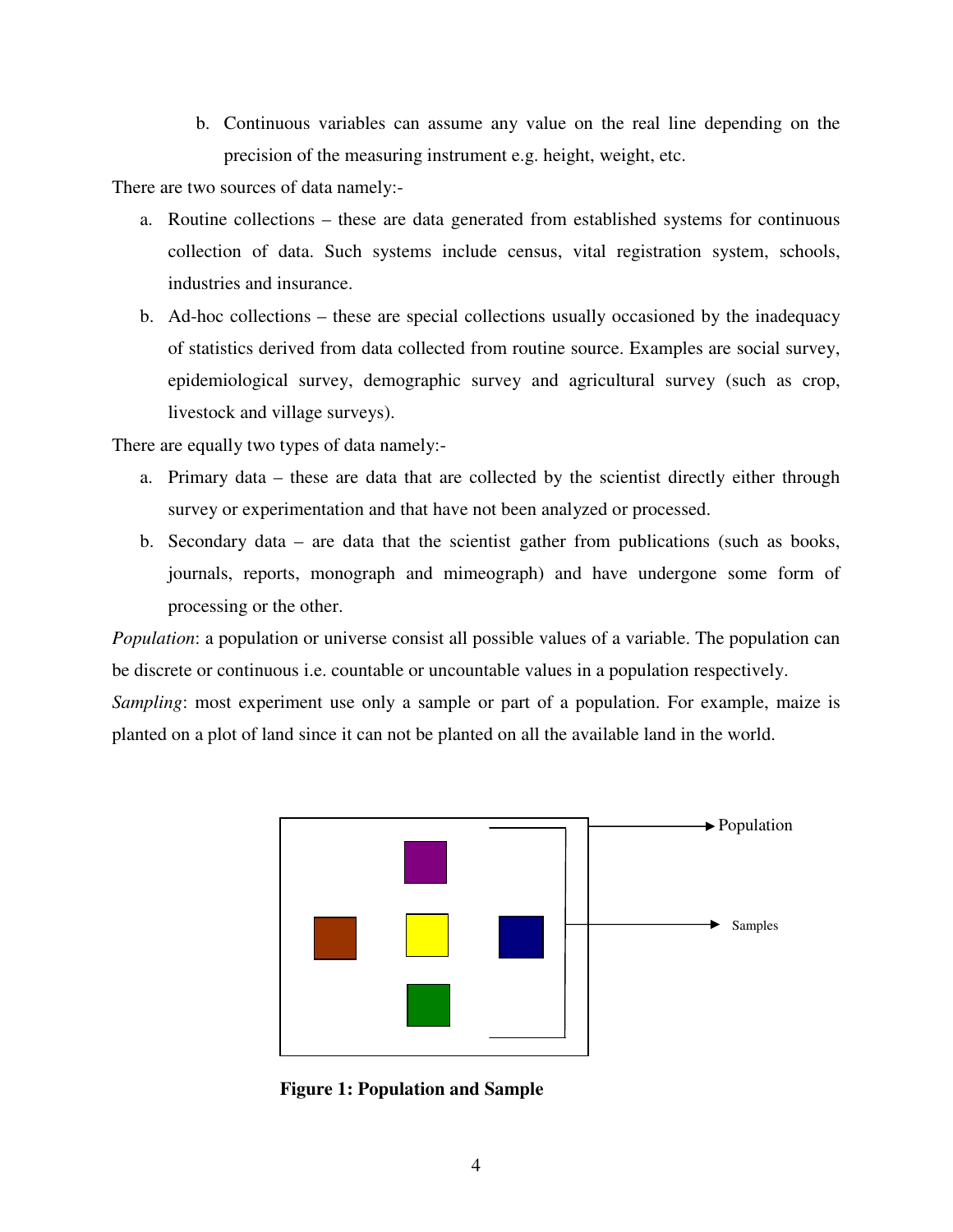b. Continuous variables can assume any value on the real line depending on the precision of the measuring instrument e.g. height, weight, etc.

There are two sources of data namely:-

a. Routine collections – these are data generated from established systems for continuous collection of data. Such systems include census, vital registration system, schools, industries and insurance.

b. Ad-hoc collections – these are special collections usually occasioned by the inadequacy of statistics derived from data collected from routine source. Examples are social survey, epidemiological survey, demographic survey and agricultural survey (such as crop, livestock and village surveys).

There are equally two types of data namely:-

a. Primary data – these are data that are collected by the scientist directly either through survey or experimentation and that have not been analyzed or processed.

b. Secondary data – are data that the scientist gather from publications (such as books, journals, reports, monograph and mimeograph) and have undergone some form of processing or the other.

*Population*: a population or universe consist all possible values of a variable. The population can be discrete or continuous i.e. countable or uncountable values in a population respectively.

*Sampling*: most experiment use only a sample or part of a population. For example, maize is planted on a plot of land since it can not be planted on all the available land in the world.

Population

Samples

**Figure 1: Population and Sample**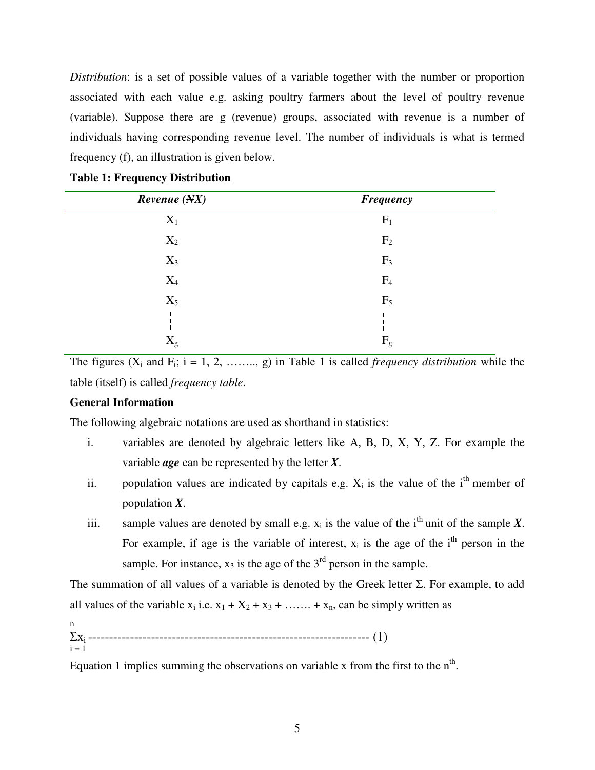*Distribution*: is a set of possible values of a variable together with the number or proportion associated with each value e.g. asking poultry farmers about the level of poultry revenue (variable). Suppose there are g (revenue) groups, associated with revenue is a number of individuals having corresponding revenue level. The number of individuals is what is termed frequency (f), an illustration is given below.

**Table 1: Frequency Distribution**

| ***Revenue (₦X)*** | ***Frequency*** |
|---|---|
| $X_1$ | $F_1$ |
| $X_2$ | $F_2$ |
| $X_3$ | $F_3$ |
| $X_4$ | $F_4$ |
| $X_5$ | $F_5$ |
| ⋮ | ⋮ |
| $X_g$ | $F_g$ |

The figures ($X_i$ and $F_i$; i = 1, 2, …….., g) in Table 1 is called *frequency distribution* while the table (itself) is called *frequency table*.

**General Information**

The following algebraic notations are used as shorthand in statistics:

i. variables are denoted by algebraic letters like A, B, D, X, Y, Z. For example the variable ***age*** can be represented by the letter ***X***.

ii. population values are indicated by capitals e.g. $X_i$ is the value of the $i^{th}$ member of population ***X***.

iii. sample values are denoted by small e.g. $x_i$ is the value of the $i^{th}$ unit of the sample ***X***. For example, if age is the variable of interest, $x_i$ is the age of the $i^{th}$ person in the sample. For instance, $x_3$ is the age of the $3^{rd}$ person in the sample.

The summation of all values of a variable is denoted by the Greek letter Σ. For example, to add all values of the variable $x_i$ i.e. $x_1 + X_2 + x_3 + ……. + x_n$, can be simply written as

$$\sum_{i=1}^{n} x_i \quad \text{------------------------------------------------------------------} \quad (1)$$

Equation 1 implies summing the observations on variable x from the first to the $n^{th}$.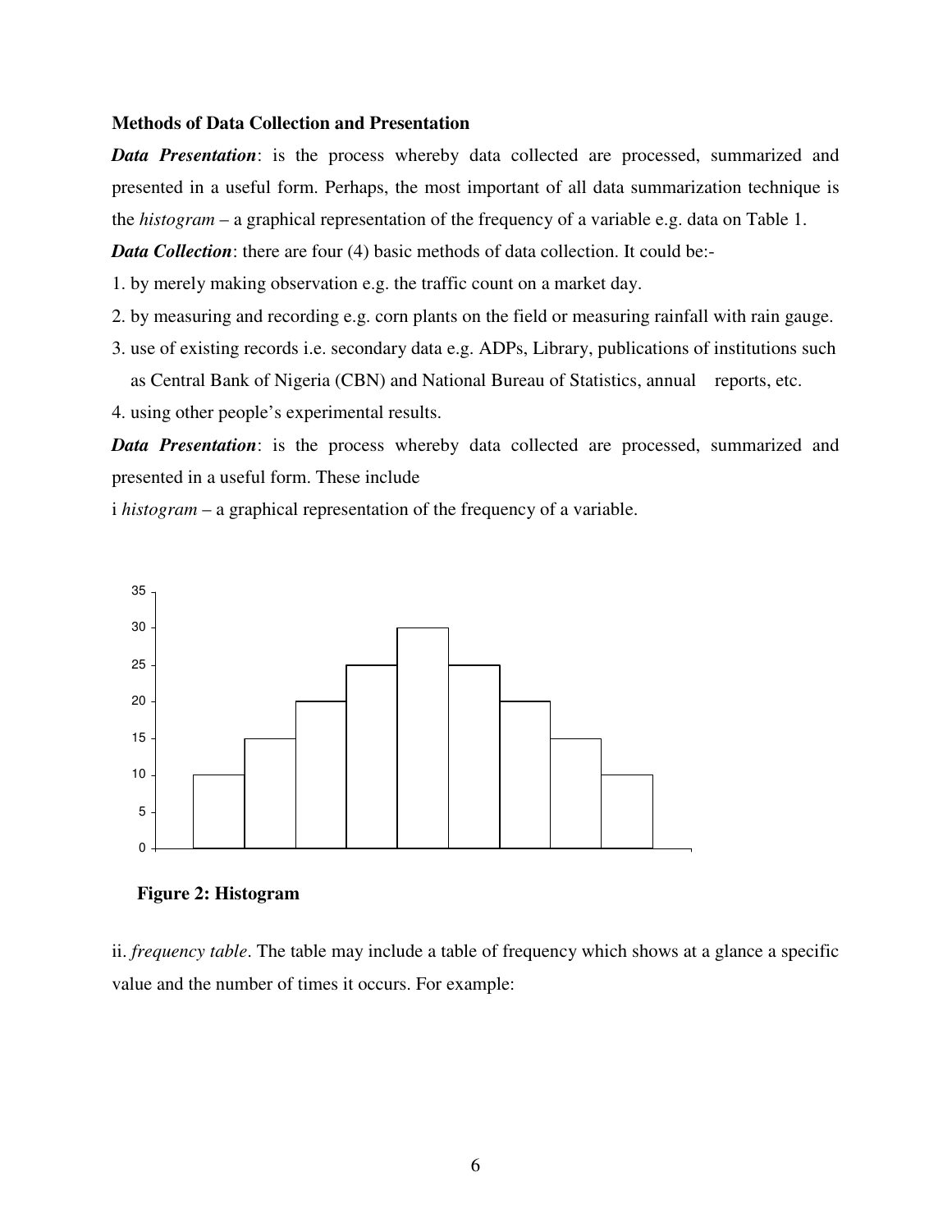**Methods of Data Collection and Presentation**

***Data Presentation***: is the process whereby data collected are processed, summarized and presented in a useful form. Perhaps, the most important of all data summarization technique is the *histogram* – a graphical representation of the frequency of a variable e.g. data on Table 1.

***Data Collection***: there are four (4) basic methods of data collection. It could be:-

1. by merely making observation e.g. the traffic count on a market day.
2. by measuring and recording e.g. corn plants on the field or measuring rainfall with rain gauge.
3. use of existing records i.e. secondary data e.g. ADPs, Library, publications of institutions such as Central Bank of Nigeria (CBN) and National Bureau of Statistics, annual reports, etc.
4. using other people's experimental results.

***Data Presentation***: is the process whereby data collected are processed, summarized and presented in a useful form. These include

i *histogram* – a graphical representation of the frequency of a variable.

**Figure 2: Histogram**

ii. *frequency table*. The table may include a table of frequency which shows at a glance a specific value and the number of times it occurs. For example: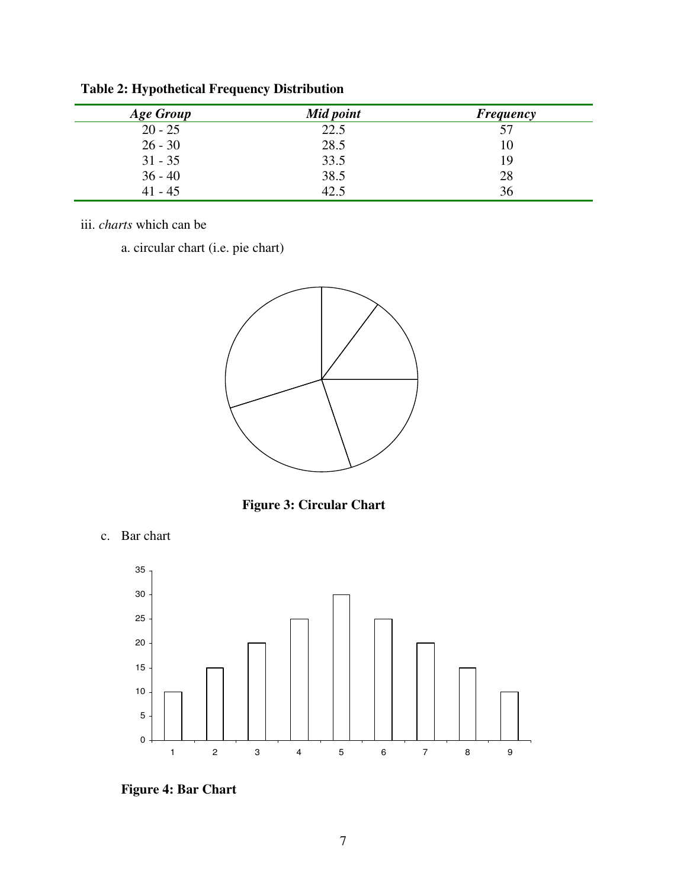**Table 2: Hypothetical Frequency Distribution**

| *Age Group* | *Mid point* | *Frequency* |
|---|---|---|
| 20 - 25 | 22.5 | 57 |
| 26 - 30 | 28.5 | 10 |
| 31 - 35 | 33.5 | 19 |
| 36 - 40 | 38.5 | 28 |
| 41 - 45 | 42.5 | 36 |

iii. *charts* which can be

a. circular chart (i.e. pie chart)

**Figure 3: Circular Chart**

c. Bar chart

**Figure 4: Bar Chart**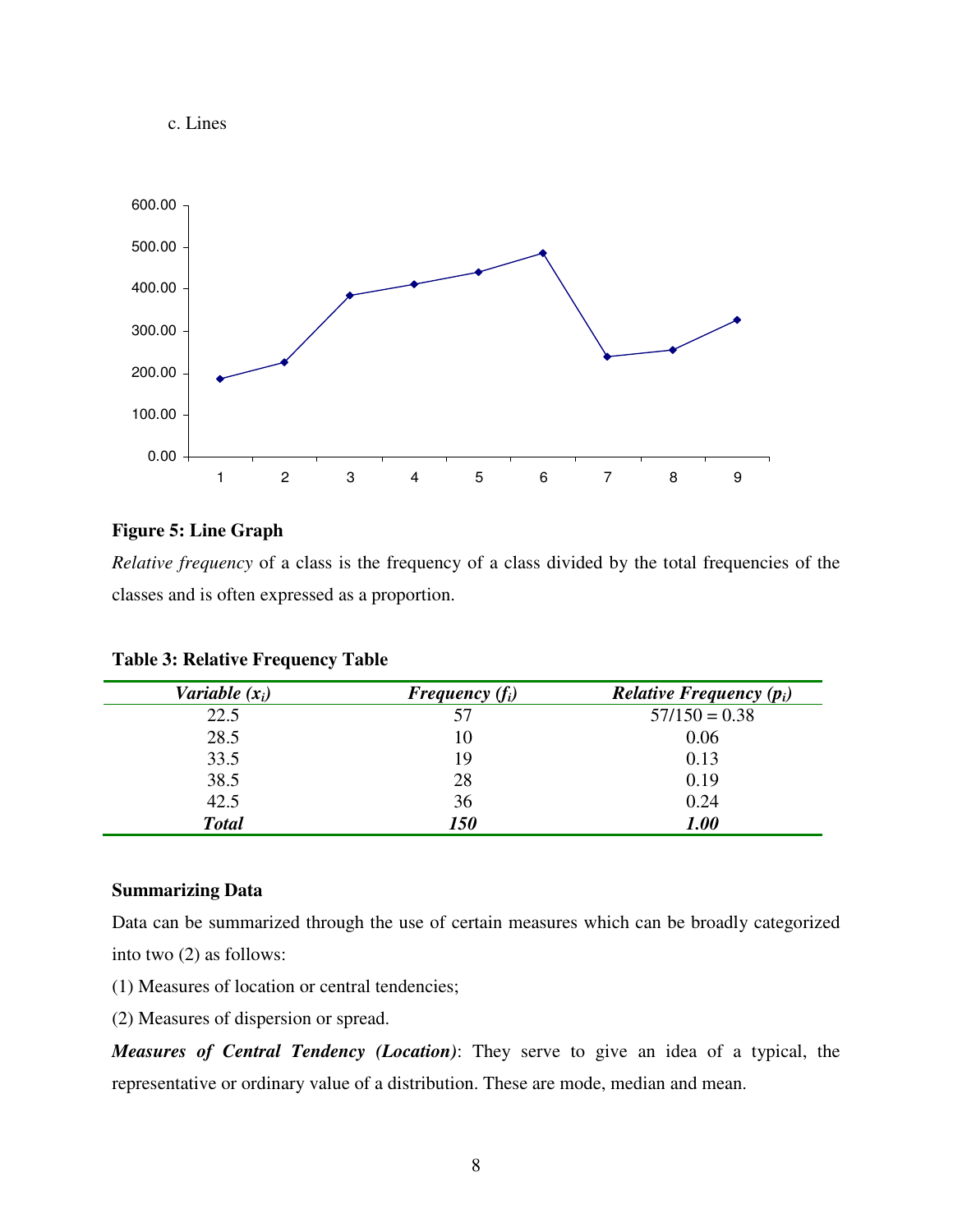c. Lines

**Figure 5: Line Graph**

*Relative frequency* of a class is the frequency of a class divided by the total frequencies of the classes and is often expressed as a proportion.

**Table 3: Relative Frequency Table**

| *Variable ($x_i$)* | *Frequency ($f_i$)* | *Relative Frequency ($p_i$)* |
|---|---|---|
| 22.5 | 57 | 57/150 = 0.38 |
| 28.5 | 10 | 0.06 |
| 33.5 | 19 | 0.13 |
| 38.5 | 28 | 0.19 |
| 42.5 | 36 | 0.24 |
| ***Total*** | ***150*** | ***1.00*** |

**Summarizing Data**

Data can be summarized through the use of certain measures which can be broadly categorized into two (2) as follows:

(1) Measures of location or central tendencies;

(2) Measures of dispersion or spread.

***Measures of Central Tendency (Location)***: They serve to give an idea of a typical, the representative or ordinary value of a distribution. These are mode, median and mean.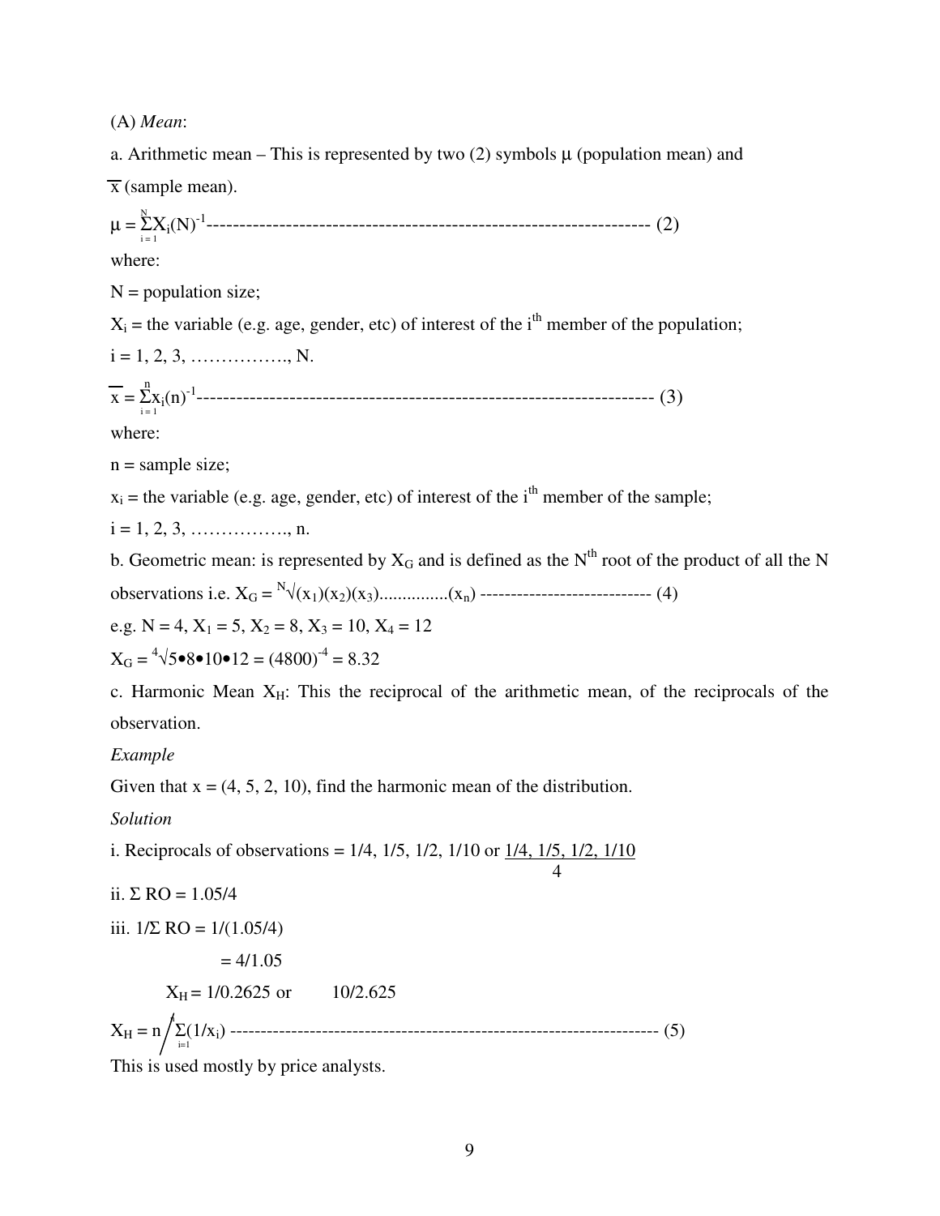(A) *Mean*:

a. Arithmetic mean – This is represented by two (2) symbols μ (population mean) and $\overline{x}$ (sample mean).

$$\mu = \sum_{i=1}^{N} X_i (N)^{-1} \text{------------------------------------------------------------------} (2)$$

where:

N = population size;

$X_i$ = the variable (e.g. age, gender, etc) of interest of the $i^{th}$ member of the population;

i = 1, 2, 3, ……………., N.

$$\overline{x} = \sum_{i=1}^{n} x_i (n)^{-1} \text{--------------------------------------------------------------------} (3)$$

where:

n = sample size;

$x_i$ = the variable (e.g. age, gender, etc) of interest of the $i^{th}$ member of the sample;

i = 1, 2, 3, ……………., n.

b. Geometric mean: is represented by $X_G$ and is defined as the $N^{th}$ root of the product of all the N observations i.e. $X_G = \sqrt[N]{(x_1)(x_2)(x_3)...............(x_n)}$ --------------------------- (4)

e.g. N = 4, $X_1$ = 5, $X_2$ = 8, $X_3$ = 10, $X_4$ = 12

$X_G = \sqrt[4]{5 \bullet 8 \bullet 10 \bullet 12} = (4800)^{-4} = 8.32$

c. Harmonic Mean $X_H$: This the reciprocal of the arithmetic mean, of the reciprocals of the observation.

*Example*

Given that x = (4, 5, 2, 10), find the harmonic mean of the distribution.

*Solution*

i. Reciprocals of observations = 1/4, 1/5, 1/2, 1/10 or $\frac{1/4,\ 1/5,\ 1/2,\ 1/10}{4}$

ii. Σ RO = 1.05/4

iii. 1/Σ RO = 1/(1.05/4)

= 4/1.05

$X_H$ = 1/0.2625 or 10/2.625

$$X_H = n \Big/ \sum_{i=1}^{n} (1/x_i) \text{--------------------------------------------------------------------} (5)$$

This is used mostly by price analysts.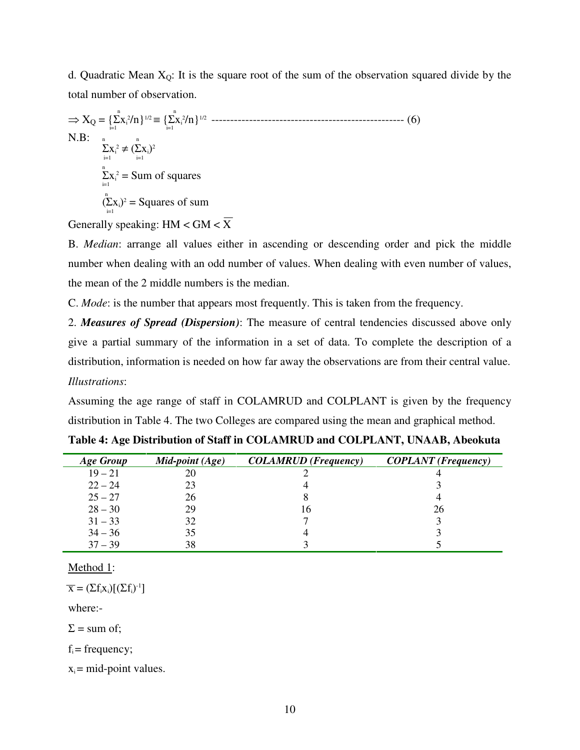d. Quadratic Mean $X_Q$: It is the square root of the sum of the observation squared divide by the total number of observation.

$$\Rightarrow X_Q = \{\sum_{i=1}^{n} x_i^2/n\}^{1/2} \equiv \{\sum_{i=1}^{n} x_i^2/n\}^{1/2} \text{ -------------------------------------------------- (6)}$$

N.B:

$\sum_{i=1}^{n} x_i^2 \neq (\sum_{i=1}^{n} x_i)^2$

$\sum_{i=1}^{n} x_i^2$ = Sum of squares

$(\sum_{i=1}^{n} x_i)^2$ = Squares of sum

Generally speaking: HM < GM < $\overline{X}$

B. *Median*: arrange all values either in ascending or descending order and pick the middle number when dealing with an odd number of values. When dealing with even number of values, the mean of the 2 middle numbers is the median.

C. *Mode*: is the number that appears most frequently. This is taken from the frequency.

2. ***Measures of Spread (Dispersion)***: The measure of central tendencies discussed above only give a partial summary of the information in a set of data. To complete the description of a distribution, information is needed on how far away the observations are from their central value.

*Illustrations*:

Assuming the age range of staff in COLAMRUD and COLPLANT is given by the frequency distribution in Table 4. The two Colleges are compared using the mean and graphical method.

**Table 4: Age Distribution of Staff in COLAMRUD and COLPLANT, UNAAB, Abeokuta**

| *Age Group* | *Mid-point (Age)* | *COLAMRUD (Frequency)* | *COPLANT (Frequency)* |
|---|---|---|---|
| 19 – 21 | 20 | 2 | 4 |
| 22 – 24 | 23 | 4 | 3 |
| 25 – 27 | 26 | 8 | 4 |
| 28 – 30 | 29 | 16 | 26 |
| 31 – 33 | 32 | 7 | 3 |
| 34 – 36 | 35 | 4 | 3 |
| 37 – 39 | 38 | 3 | 5 |

Method 1:

$\overline{x} = (\Sigma f_i x_i)[(\Sigma f_i)^{-1}]$

where:-

$\Sigma$ = sum of;

$f_i$ = frequency;

$x_i$ = mid-point values.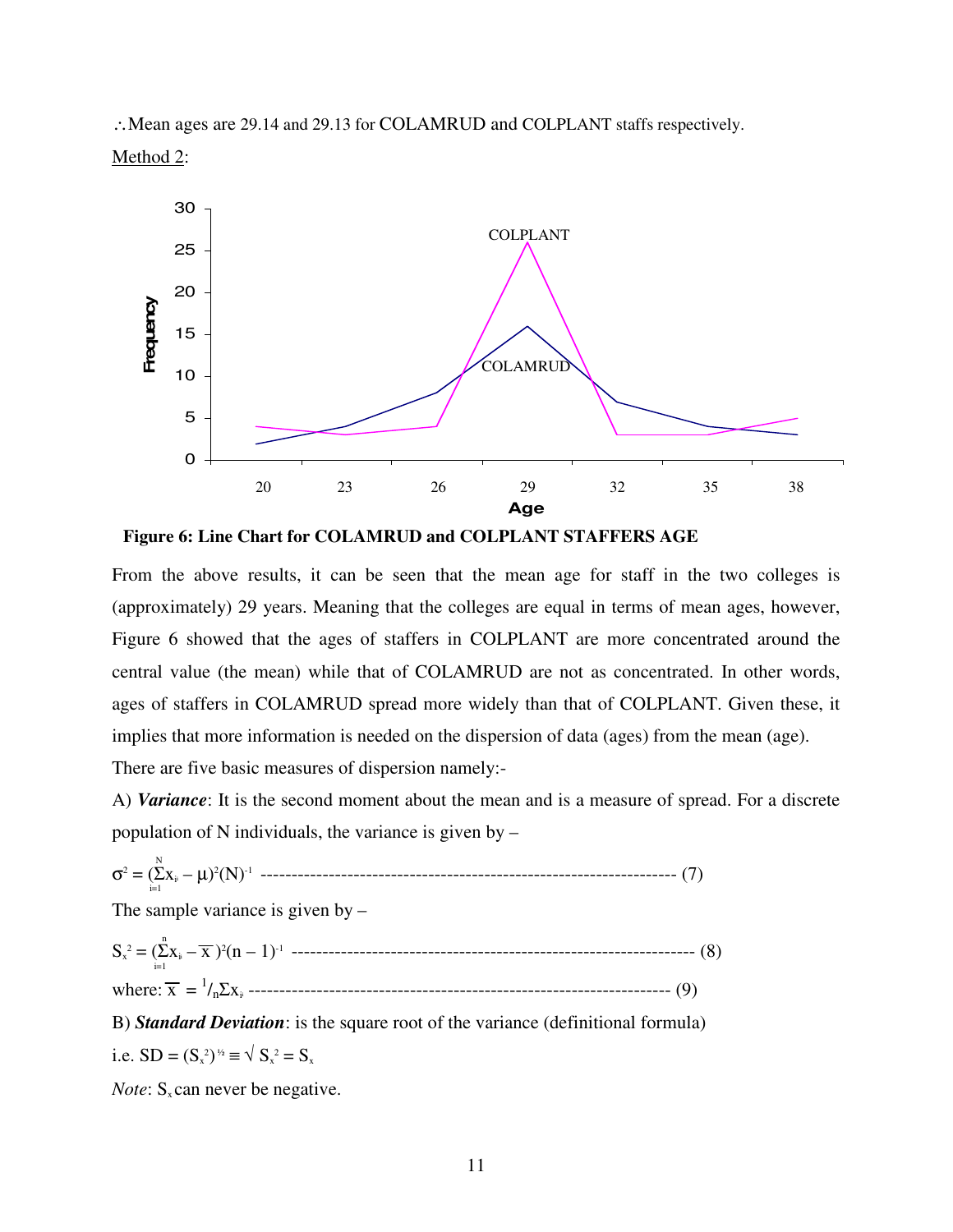∴Mean ages are 29.14 and 29.13 for COLAMRUD and COLPLANT staffs respectively.

Method 2:

**Figure 6: Line Chart for COLAMRUD and COLPLANT STAFFERS AGE**

From the above results, it can be seen that the mean age for staff in the two colleges is (approximately) 29 years. Meaning that the colleges are equal in terms of mean ages, however, Figure 6 showed that the ages of staffers in COLPLANT are more concentrated around the central value (the mean) while that of COLAMRUD are not as concentrated. In other words, ages of staffers in COLAMRUD spread more widely than that of COLPLANT. Given these, it implies that more information is needed on the dispersion of data (ages) from the mean (age).

There are five basic measures of dispersion namely:-

A) ***Variance***: It is the second moment about the mean and is a measure of spread. For a discrete population of N individuals, the variance is given by –

$$\sigma^2 = (\sum_{i=1}^{N} x_i - \mu)^2 (N)^{-1} \text{ ------------------------------------------------------------------ (7)}$$

The sample variance is given by –

$$S_x^2 = (\sum_{i=1}^{n} x_i - \overline{x})^2 (n-1)^{-1} \text{ ----------------------------------------------------------------- (8)}$$

where: $\overline{x} = {}^1/_n \Sigma x_i$ ------------------------------------------------------------------- (9)

B) ***Standard Deviation***: is the square root of the variance (definitional formula)

i.e. $SD = (S_x^2)^{1/2} \equiv \sqrt{S_x^2} = S_x$

*Note*: $S_x$ can never be negative.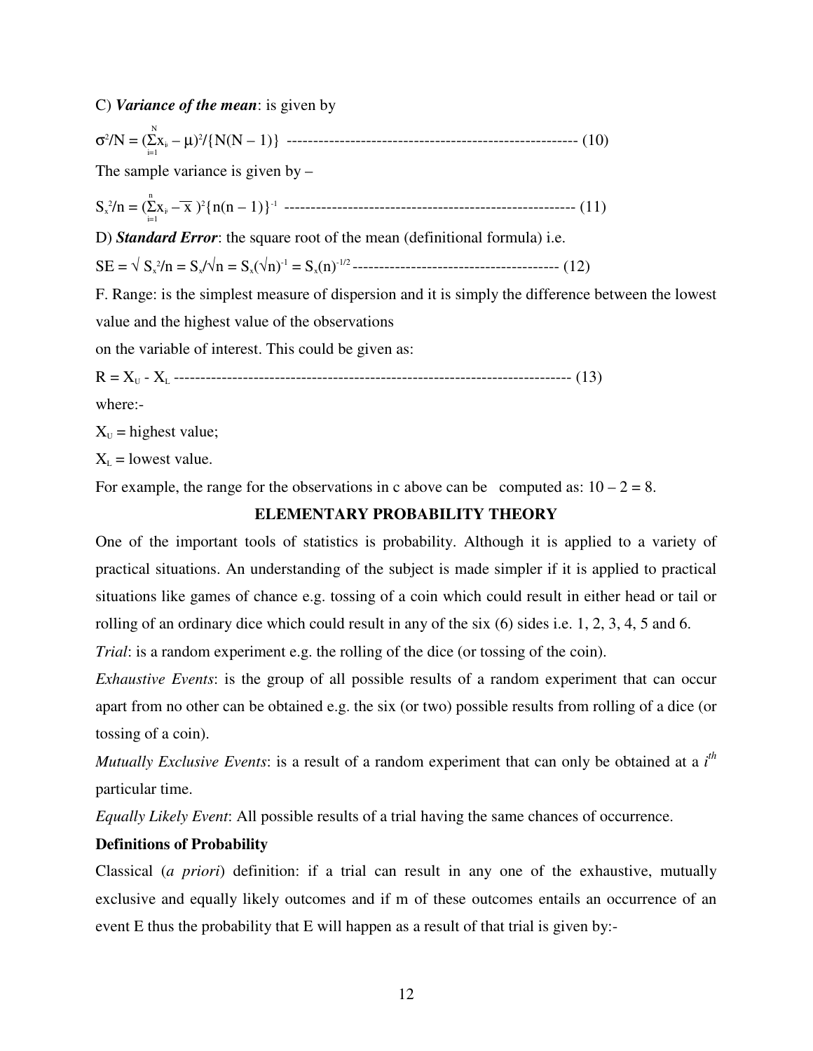C) ***Variance of the mean***: is given by

$$\sigma^2/N = (\sum_{i=1}^{N} x_{i} - \mu)^2/\{N(N - 1)\} \text{ ------------------------------------------------------- } (10)$$

The sample variance is given by –

$$S_x^2/n = (\sum_{i=1}^{n} x_{i} - \overline{x})^2\{n(n - 1)\}^{-1} \text{ ------------------------------------------------------- } (11)$$

D) ***Standard Error***: the square root of the mean (definitional formula) i.e.

$$SE = \sqrt{S_x^2/n} = S_x/\sqrt{n} = S_x(\sqrt{n})^{-1} = S_x(n)^{-1/2} \text{ --------------------------------------- } (12)$$

F. Range: is the simplest measure of dispersion and it is simply the difference between the lowest value and the highest value of the observations

on the variable of interest. This could be given as:

$$R = X_U - X_L \text{ ---------------------------------------------------------------------------- } (13)$$

where:-

$X_U$ = highest value;

$X_L$ = lowest value.

For example, the range for the observations in c above can be computed as: $10 – 2 = 8$.

## ELEMENTARY PROBABILITY THEORY

One of the important tools of statistics is probability. Although it is applied to a variety of practical situations. An understanding of the subject is made simpler if it is applied to practical situations like games of chance e.g. tossing of a coin which could result in either head or tail or rolling of an ordinary dice which could result in any of the six (6) sides i.e. 1, 2, 3, 4, 5 and 6.

*Trial*: is a random experiment e.g. the rolling of the dice (or tossing of the coin).

*Exhaustive Events*: is the group of all possible results of a random experiment that can occur apart from no other can be obtained e.g. the six (or two) possible results from rolling of a dice (or tossing of a coin).

*Mutually Exclusive Events*: is a result of a random experiment that can only be obtained at a $i^{th}$ particular time.

*Equally Likely Event*: All possible results of a trial having the same chances of occurrence.

**Definitions of Probability**

Classical (*a priori*) definition: if a trial can result in any one of the exhaustive, mutually exclusive and equally likely outcomes and if m of these outcomes entails an occurrence of an event E thus the probability that E will happen as a result of that trial is given by:-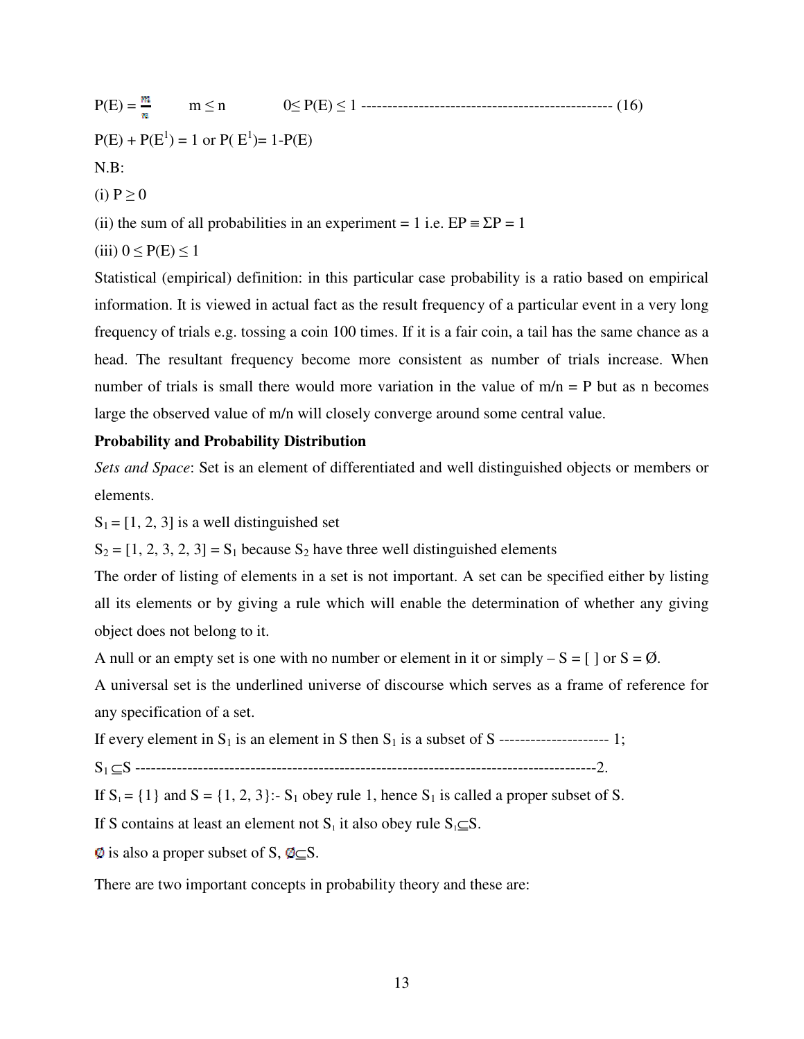$P(E) = \frac{m}{n}$   $m \leq n$   $0 \leq P(E) \leq 1$ ------------------------------------------------ (16)

$P(E) + P(E^1) = 1$ or $P(E^1) = 1 - P(E)$

N.B:

(i) $P \geq 0$

(ii) the sum of all probabilities in an experiment = 1 i.e. $EP \equiv \Sigma P = 1$

(iii) $0 \leq P(E) \leq 1$

Statistical (empirical) definition: in this particular case probability is a ratio based on empirical information. It is viewed in actual fact as the result frequency of a particular event in a very long frequency of trials e.g. tossing a coin 100 times. If it is a fair coin, a tail has the same chance as a head. The resultant frequency become more consistent as number of trials increase. When number of trials is small there would more variation in the value of $m/n = P$ but as n becomes large the observed value of $m/n$ will closely converge around some central value.

**Probability and Probability Distribution**

*Sets and Space*: Set is an element of differentiated and well distinguished objects or members or elements.

$S_1 = [1, 2, 3]$ is a well distinguished set

$S_2 = [1, 2, 3, 2, 3] = S_1$ because $S_2$ have three well distinguished elements

The order of listing of elements in a set is not important. A set can be specified either by listing all its elements or by giving a rule which will enable the determination of whether any giving object does not belong to it.

A null or an empty set is one with no number or element in it or simply – S = [ ] or S = Ø.

A universal set is the underlined universe of discourse which serves as a frame of reference for any specification of a set.

If every element in $S_1$ is an element in S then $S_1$ is a subset of S --------------------- 1;

$S_1 \subseteq S$ ------------------------------------------------------------------------------------2.

If $S_1 = \{1\}$ and $S = \{1, 2, 3\}$:- $S_1$ obey rule 1, hence $S_1$ is called a proper subset of S.

If S contains at least an element not $S_1$ it also obey rule $S_1 \subseteq S$.

Ø is also a proper subset of S, Ø$\subseteq$S.

There are two important concepts in probability theory and these are: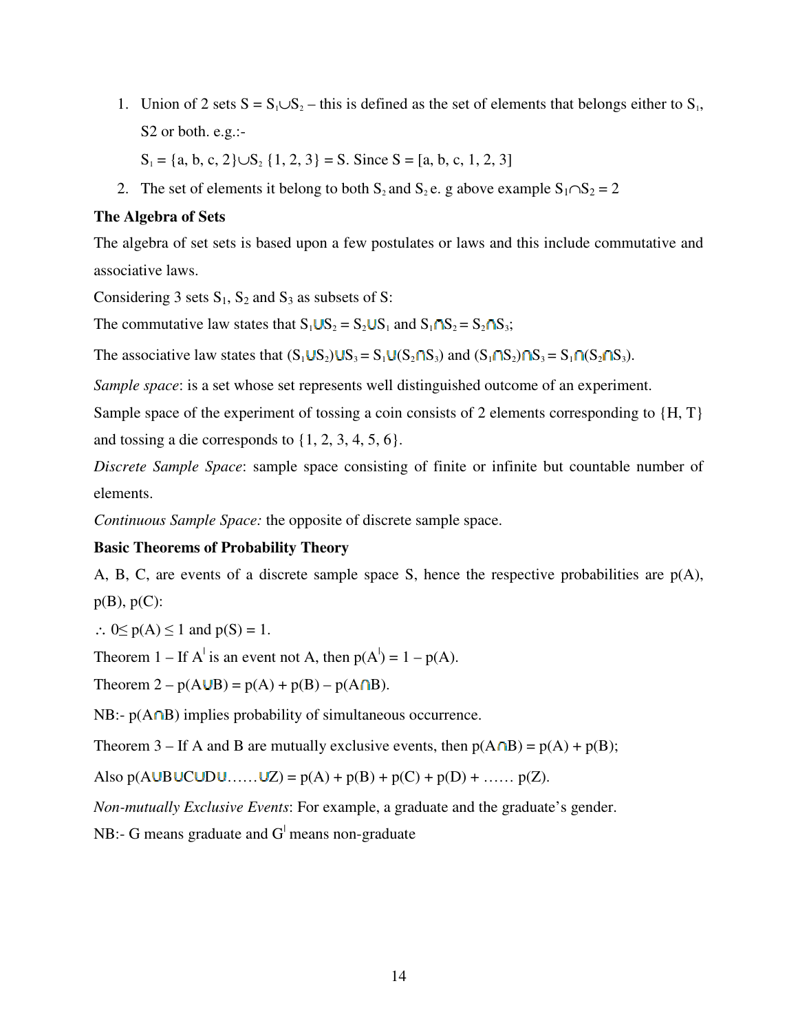1. Union of 2 sets $S = S_1 \cup S_2$ – this is defined as the set of elements that belongs either to $S_1$, S2 or both. e.g.:-

   $S_1 = \{a, b, c, 2\} \cup S_2 \{1, 2, 3\} = S$. Since S = [a, b, c, 1, 2, 3]

2. The set of elements it belong to both $S_2$ and $S_2$ e. g above example $S_1 \cap S_2 = 2$

**The Algebra of Sets**

The algebra of set sets is based upon a few postulates or laws and this include commutative and associative laws.

Considering 3 sets $S_1$, $S_2$ and $S_3$ as subsets of S:

The commutative law states that $S_1 \cup S_2 = S_2 \cup S_1$ and $S_1 \cap S_2 = S_2 \cap S_3$;

The associative law states that $(S_1 \cup S_2) \cup S_3 = S_1 \cup (S_2 \cap S_3)$ and $(S_1 \cap S_2) \cap S_3 = S_1 \cap (S_2 \cap S_3)$.

*Sample space*: is a set whose set represents well distinguished outcome of an experiment.

Sample space of the experiment of tossing a coin consists of 2 elements corresponding to {H, T} and tossing a die corresponds to {1, 2, 3, 4, 5, 6}.

*Discrete Sample Space*: sample space consisting of finite or infinite but countable number of elements.

*Continuous Sample Space:* the opposite of discrete sample space.

**Basic Theorems of Probability Theory**

A, B, C, are events of a discrete sample space S, hence the respective probabilities are p(A), p(B), p(C):

$\therefore 0 \leq p(A) \leq 1$ and $p(S) = 1$.

Theorem 1 – If $A^{|}$ is an event not A, then $p(A^{|}) = 1 - p(A)$.

Theorem 2 – $p(A \cup B) = p(A) + p(B) - p(A \cap B)$.

NB:- $p(A \cap B)$ implies probability of simultaneous occurrence.

Theorem 3 – If A and B are mutually exclusive events, then $p(A \cap B) = p(A) + p(B)$;

Also $p(A \cup B \cup C \cup D \cup \ldots\ldots \cup Z) = p(A) + p(B) + p(C) + p(D) + \ldots\ldots\ p(Z)$.

*Non-mutually Exclusive Events*: For example, a graduate and the graduate's gender.

NB:- G means graduate and $G^{|}$ means non-graduate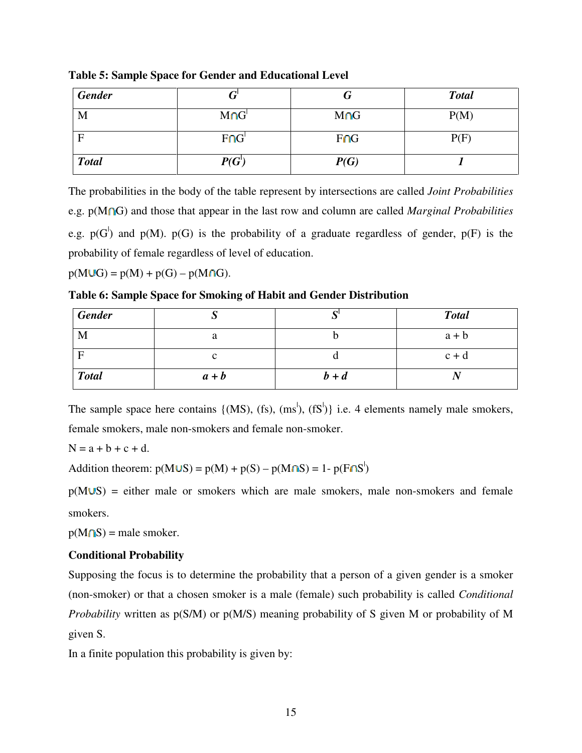**Table 5: Sample Space for Gender and Educational Level**

| *Gender* | $G^{l}$ | *G* | *Total* |
|---|---|---|---|
| M | $M \cap G^{l}$ | $M \cap G$ | P(M) |
| F | $F \cap G^{l}$ | $F \cap G$ | P(F) |
| ***Total*** | $P(G^{l})$ | *P(G)* | *1* |

The probabilities in the body of the table represent by intersections are called *Joint Probabilities* e.g. $p(M \cap G)$ and those that appear in the last row and column are called *Marginal Probabilities* e.g. $p(G^{l})$ and p(M). p(G) is the probability of a graduate regardless of gender, p(F) is the probability of female regardless of level of education.

$p(M \cup G) = p(M) + p(G) – p(M \cap G)$.

**Table 6: Sample Space for Smoking of Habit and Gender Distribution**

| *Gender* | *S* | $S^{l}$ | *Total* |
|---|---|---|---|
| M | a | b | a + b |
| F | c | d | c + d |
| ***Total*** | ***a + b*** | ***b + d*** | ***N*** |

The sample space here contains $\{(MS), (fs), (ms^{l}), (fS^{l})\}$ i.e. 4 elements namely male smokers, female smokers, male non-smokers and female non-smoker.

N = a + b + c + d.

Addition theorem: $p(M \cup S) = p(M) + p(S) – p(M \cap S) = 1- p(F \cap S^{l})$

$p(M \cup S)$ = either male or smokers which are male smokers, male non-smokers and female smokers.

$p(M \cap S)$ = male smoker.

**Conditional Probability**

Supposing the focus is to determine the probability that a person of a given gender is a smoker (non-smoker) or that a chosen smoker is a male (female) such probability is called *Conditional Probability* written as p(S/M) or p(M/S) meaning probability of S given M or probability of M given S.

In a finite population this probability is given by: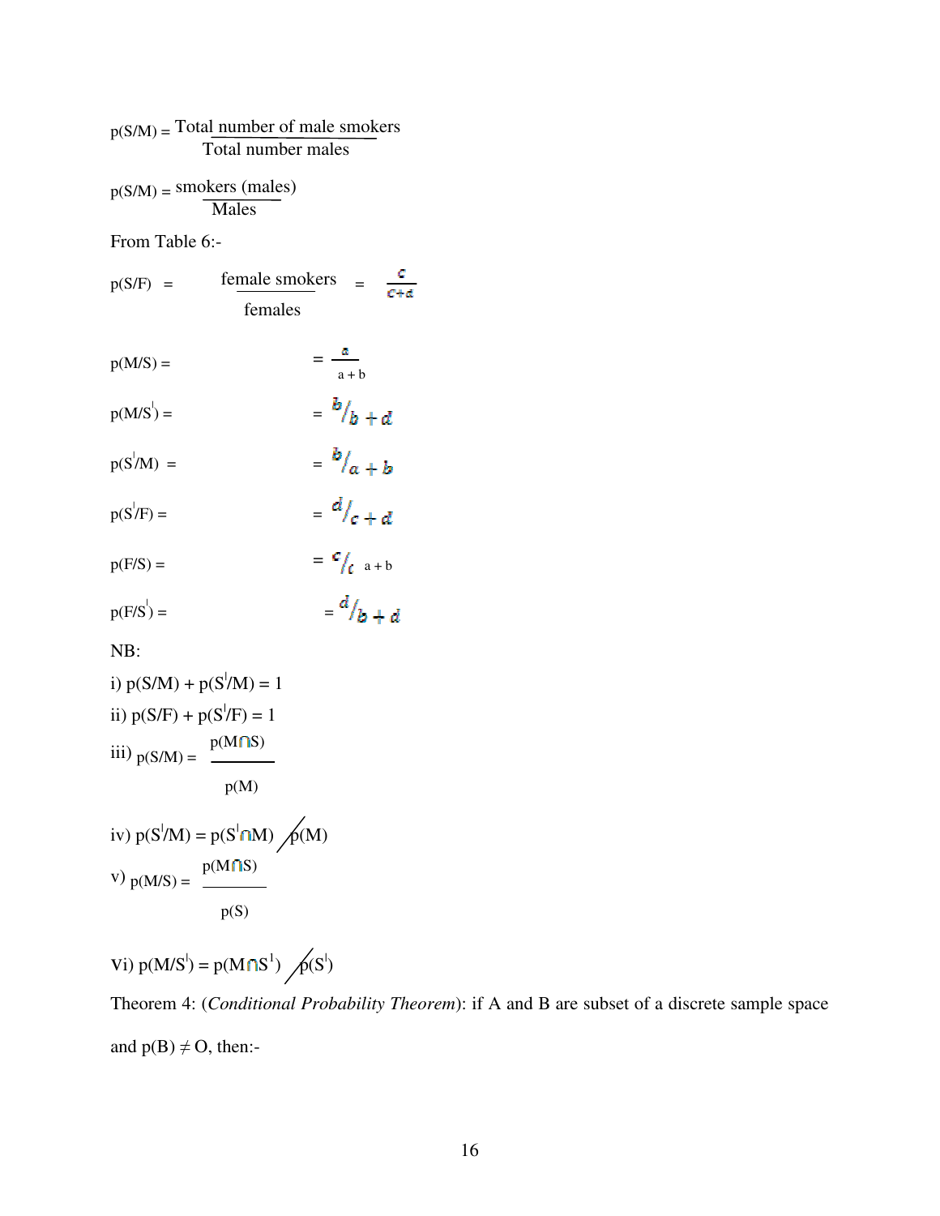$$p(S/M) = \frac{\text{Total number of male smokers}}{\text{Total number males}}$$

$$p(S/M) = \frac{\text{smokers (males)}}{\text{Males}}$$

From Table 6:-

$$p(S/F) = \frac{\text{female smokers}}{\text{females}} = \frac{c}{c+d}$$

$p(M/S) = \quad = \frac{a}{a+b}$

$p(M/S^{|}) = \quad = {}^{b}/_{b+d}$

$p(S^{|}/M) = \quad = {}^{b}/_{a+b}$

$p(S^{|}/F) = \quad = {}^{d}/_{c+d}$

$p(F/S) = \quad = {}^{c}/_{c\ \ a+b}$

$p(F/S^{|}) = \quad = {}^{d}/_{b+d}$

NB:

i) $p(S/M) + p(S^{|}/M) = 1$

ii) $p(S/F) + p(S^{|}/F) = 1$

iii) $p(S/M) = \dfrac{p(M \cap S)}{p(M)}$

iv) $p(S^{|}/M) = p(S^{|} \cap M) \,/\, p(M)$

v) $p(M/S) = \dfrac{p(M \cap S)}{p(S)}$

Vi) $p(M/S^{|}) = p(M \cap S^{1}) \,/\, p(S^{|})$

Theorem 4: (*Conditional Probability Theorem*): if A and B are subset of a discrete sample space and $p(B) \neq O$, then:-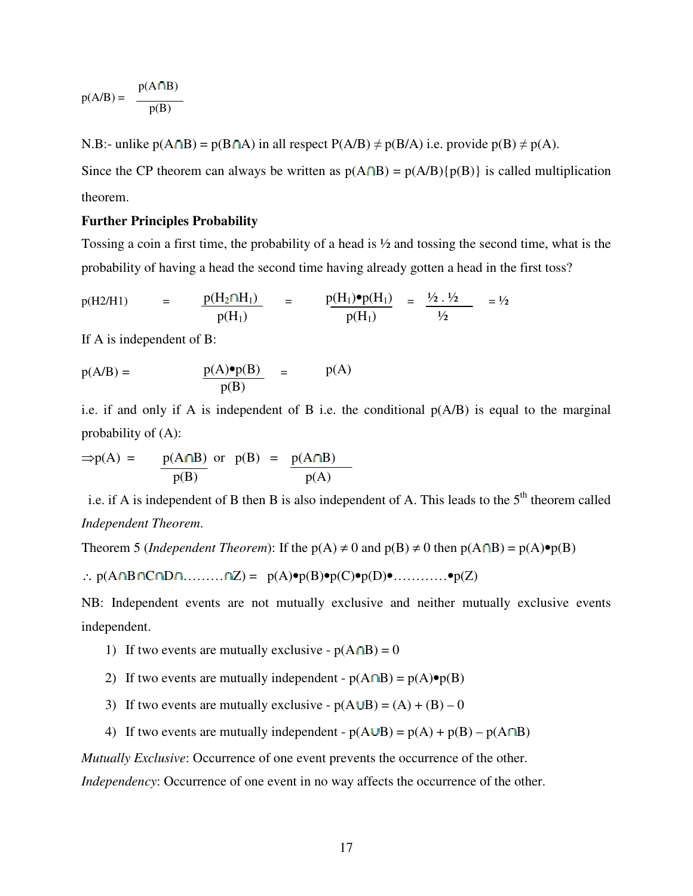$$p(A/B) = \frac{p(A \cap B)}{p(B)}$$

N.B:- unlike $p(A \cap B) = p(B \cap A)$ in all respect $P(A/B) \neq p(B/A)$ i.e. provide $p(B) \neq p(A)$.

Since the CP theorem can always be written as $p(A \cap B) = p(A/B)\{p(B)\}$ is called multiplication theorem.

**Further Principles Probability**

Tossing a coin a first time, the probability of a head is ½ and tossing the second time, what is the probability of having a head the second time having already gotten a head in the first toss?

$$p(H2/H1) = \frac{p(H_2 \cap H_1)}{p(H_1)} = \frac{p(H_1) \bullet p(H_1)}{p(H_1)} = \frac{½ \, . \, ½}{½} = ½$$

If A is independent of B:

$$p(A/B) = \frac{p(A) \bullet p(B)}{p(B)} = p(A)$$

i.e. if and only if A is independent of B i.e. the conditional p(A/B) is equal to the marginal probability of (A):

$$\Rightarrow p(A) = \frac{p(A \cap B)}{p(B)} \text{ or } p(B) = \frac{p(A \cap B)}{p(A)}$$

i.e. if A is independent of B then B is also independent of A. This leads to the 5th theorem called *Independent Theorem*.

Theorem 5 (*Independent Theorem*): If the $p(A) \neq 0$ and $p(B) \neq 0$ then $p(A \cap B) = p(A) \bullet p(B)$

$\therefore p(A \cap B \cap C \cap D \cap \ldots\ldots\ldots \cap Z) = p(A) \bullet p(B) \bullet p(C) \bullet p(D) \bullet \ldots\ldots\ldots\ldots \bullet p(Z)$

NB: Independent events are not mutually exclusive and neither mutually exclusive events independent.

1) If two events are mutually exclusive - $p(A \cap B) = 0$
2) If two events are mutually independent - $p(A \cap B) = p(A) \bullet p(B)$
3) If two events are mutually exclusive - $p(A \cup B) = (A) + (B) - 0$
4) If two events are mutually independent - $p(A \cup B) = p(A) + p(B) - p(A \cap B)$

*Mutually Exclusive*: Occurrence of one event prevents the occurrence of the other.

*Independency*: Occurrence of one event in no way affects the occurrence of the other.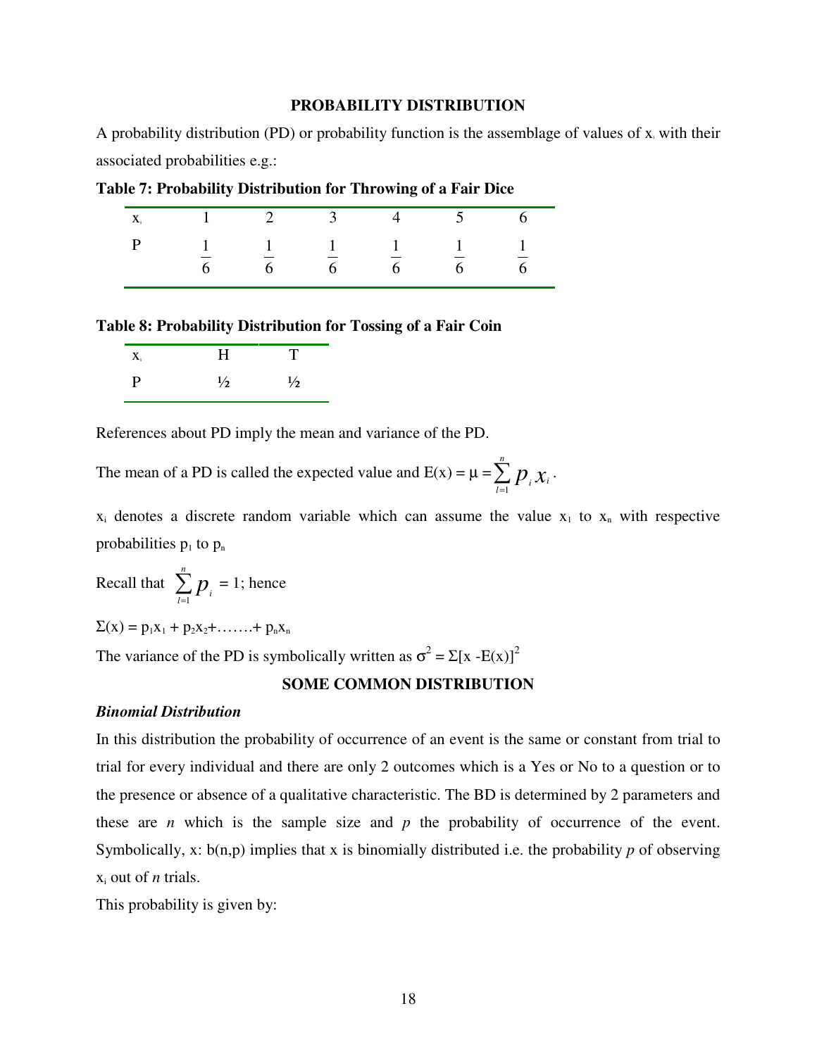# PROBABILITY DISTRIBUTION

A probability distribution (PD) or probability function is the assemblage of values of $x_i$ with their associated probabilities e.g.:

**Table 7: Probability Distribution for Throwing of a Fair Dice**

| $x_i$ | 1 | 2 | 3 | 4 | 5 | 6 |
|---|---|---|---|---|---|---|
| P | $\frac{1}{6}$ | $\frac{1}{6}$ | $\frac{1}{6}$ | $\frac{1}{6}$ | $\frac{1}{6}$ | $\frac{1}{6}$ |

**Table 8: Probability Distribution for Tossing of a Fair Coin**

| $x_i$ | H | T |
|---|---|---|
| P | ½ | ½ |

References about PD imply the mean and variance of the PD.

The mean of a PD is called the expected value and $E(x) = \mu = \sum_{l=1}^{n} p_i x_i$.

$x_i$ denotes a discrete random variable which can assume the value $x_1$ to $x_n$ with respective probabilities $p_1$ to $p_n$

Recall that $\sum_{l=1}^{n} p_i = 1$; hence

$\Sigma(x) = p_1x_1 + p_2x_2 + \ldots\ldots + p_nx_n$

The variance of the PD is symbolically written as $\sigma^2 = \Sigma[x - E(x)]^2$

## SOME COMMON DISTRIBUTION

### *Binomial Distribution*

In this distribution the probability of occurrence of an event is the same or constant from trial to trial for every individual and there are only 2 outcomes which is a Yes or No to a question or to the presence or absence of a qualitative characteristic. The BD is determined by 2 parameters and these are *n* which is the sample size and *p* the probability of occurrence of the event. Symbolically, x: b(n,p) implies that x is binomially distributed i.e. the probability *p* of observing $x_i$ out of *n* trials.

This probability is given by: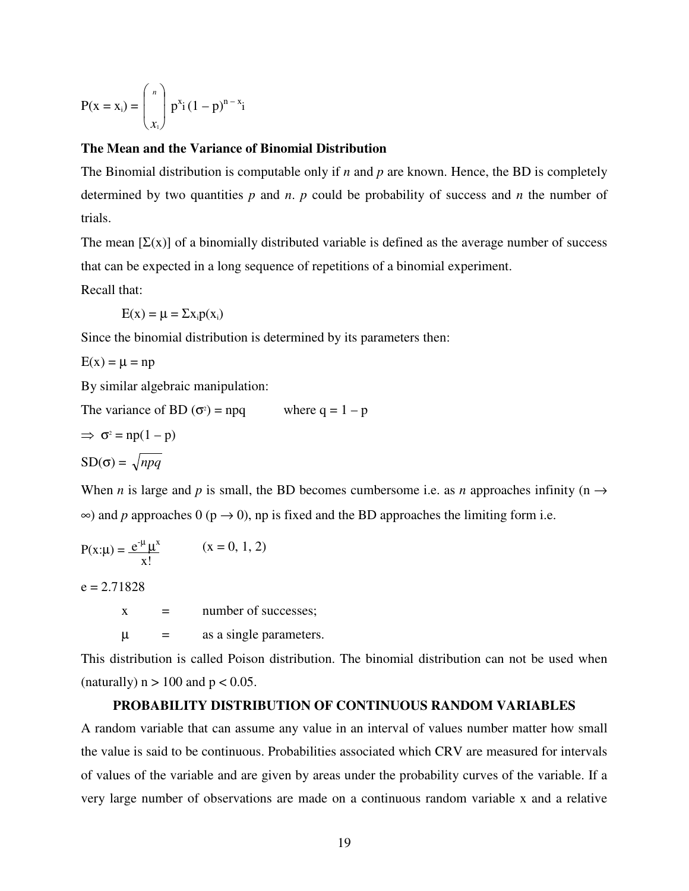$$P(x = x_i) = \binom{n}{x_i} p^{x_i} (1 - p)^{n - x_i}$$

**The Mean and the Variance of Binomial Distribution**

The Binomial distribution is computable only if *n* and *p* are known. Hence, the BD is completely determined by two quantities *p* and *n*. *p* could be probability of success and *n* the number of trials.

The mean [$\Sigma(x)$] of a binomially distributed variable is defined as the average number of success that can be expected in a long sequence of repetitions of a binomial experiment.

Recall that:

$$E(x) = \mu = \Sigma x_i p(x_i)$$

Since the binomial distribution is determined by its parameters then:

$$E(x) = \mu = np$$

By similar algebraic manipulation:

The variance of BD ($\sigma^2$) = npq where $q = 1 - p$

$$\Rightarrow \sigma^2 = np(1 - p)$$

$$SD(\sigma) = \sqrt{npq}$$

When *n* is large and *p* is small, the BD becomes cumbersome i.e. as *n* approaches infinity ($n \rightarrow \infty$) and *p* approaches 0 ($p \rightarrow 0$), np is fixed and the BD approaches the limiting form i.e.

$$P(x:\mu) = \frac{e^{-\mu} \mu^x}{x!} \qquad (x = 0, 1, 2)$$

e = 2.71828

x = number of successes;

$\mu$ = as a single parameters.

This distribution is called Poison distribution. The binomial distribution can not be used when (naturally) $n > 100$ and $p < 0.05$.

## PROBABILITY DISTRIBUTION OF CONTINUOUS RANDOM VARIABLES

A random variable that can assume any value in an interval of values number matter how small the value is said to be continuous. Probabilities associated which CRV are measured for intervals of values of the variable and are given by areas under the probability curves of the variable. If a very large number of observations are made on a continuous random variable x and a relative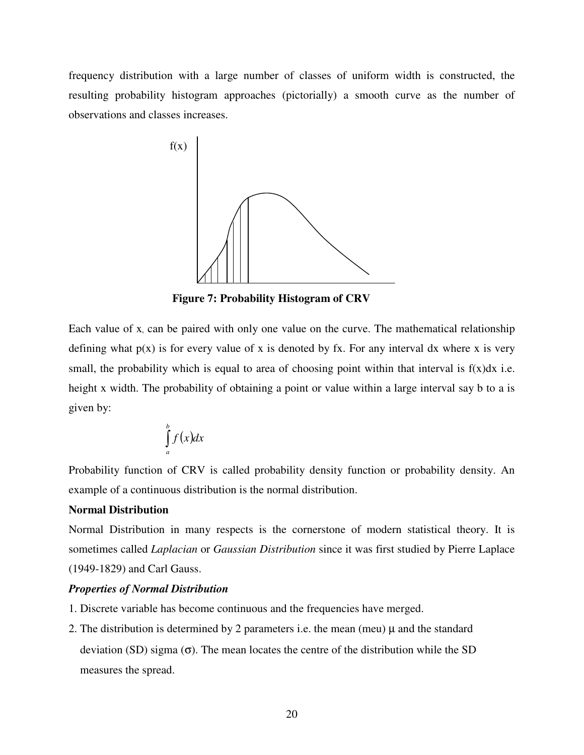frequency distribution with a large number of classes of uniform width is constructed, the resulting probability histogram approaches (pictorially) a smooth curve as the number of observations and classes increases.

**Figure 7: Probability Histogram of CRV**

Each value of x, can be paired with only one value on the curve. The mathematical relationship defining what p(x) is for every value of x is denoted by fx. For any interval dx where x is very small, the probability which is equal to area of choosing point within that interval is f(x)dx i.e. height x width. The probability of obtaining a point or value within a large interval say b to a is given by:

$$\int_{a}^{b} f(x)dx$$

Probability function of CRV is called probability density function or probability density. An example of a continuous distribution is the normal distribution.

**Normal Distribution**

Normal Distribution in many respects is the cornerstone of modern statistical theory. It is sometimes called *Laplacian* or *Gaussian Distribution* since it was first studied by Pierre Laplace (1949-1829) and Carl Gauss.

***Properties of Normal Distribution***

1. Discrete variable has become continuous and the frequencies have merged.
2. The distribution is determined by 2 parameters i.e. the mean (meu) $\mu$ and the standard deviation (SD) sigma ($\sigma$). The mean locates the centre of the distribution while the SD measures the spread.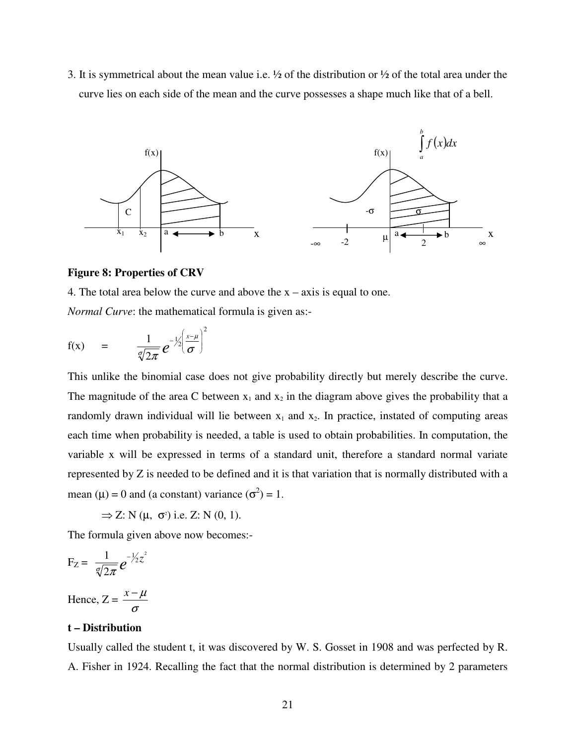3. It is symmetrical about the mean value i.e. ½ of the distribution or ½ of the total area under the curve lies on each side of the mean and the curve possesses a shape much like that of a bell.

**Figure 8: Properties of CRV**

4. The total area below the curve and above the x – axis is equal to one.

*Normal Curve*: the mathematical formula is given as:-

$$f(x) \quad = \quad \frac{1}{\sigma\sqrt{2\pi}} e^{-\frac{1}{2}\left(\frac{x-\mu}{\sigma}\right)^2}$$

This unlike the binomial case does not give probability directly but merely describe the curve. The magnitude of the area C between $x_1$ and $x_2$ in the diagram above gives the probability that a randomly drawn individual will lie between $x_1$ and $x_2$. In practice, instated of computing areas each time when probability is needed, a table is used to obtain probabilities. In computation, the variable x will be expressed in terms of a standard unit, therefore a standard normal variate represented by Z is needed to be defined and it is that variation that is normally distributed with a mean ($\mu$) = 0 and (a constant) variance ($\sigma^2$) = 1.

$\Rightarrow$ Z: N ($\mu$, $\sigma^2$) i.e. Z: N (0, 1).

The formula given above now becomes:-

$$F_Z = \frac{1}{\sigma\sqrt{2\pi}} e^{-\frac{1}{2}z^2}$$

Hence, $Z = \dfrac{x-\mu}{\sigma}$

**t – Distribution**

Usually called the student t, it was discovered by W. S. Gosset in 1908 and was perfected by R. A. Fisher in 1924. Recalling the fact that the normal distribution is determined by 2 parameters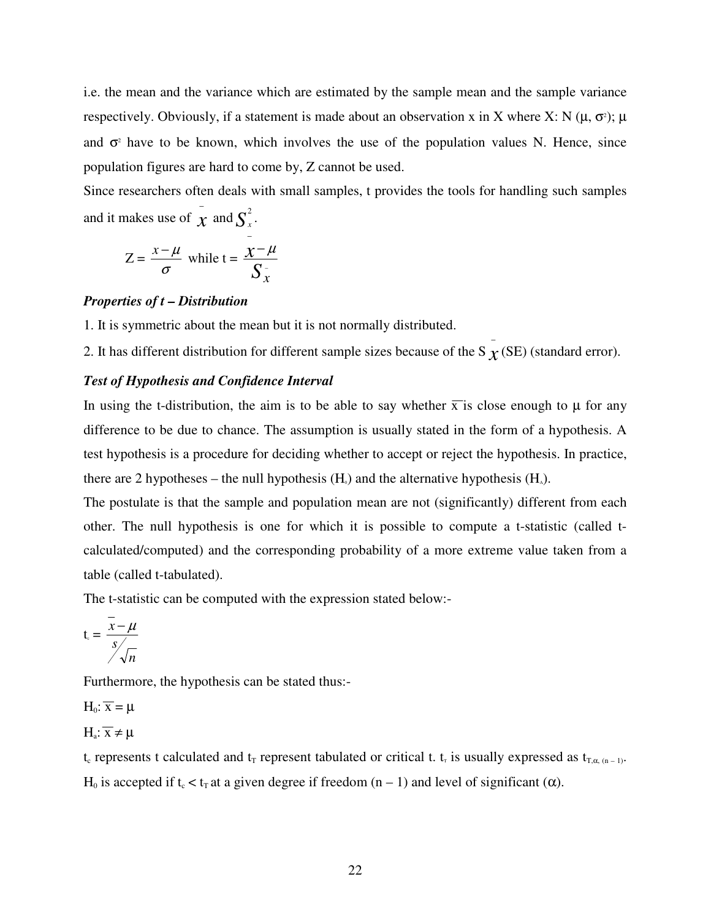i.e. the mean and the variance which are estimated by the sample mean and the sample variance respectively. Obviously, if a statement is made about an observation x in X where X: N ($\mu$, $\sigma^2$); $\mu$ and $\sigma^2$ have to be known, which involves the use of the population values N. Hence, since population figures are hard to come by, Z cannot be used.

Since researchers often deals with small samples, t provides the tools for handling such samples and it makes use of $\bar{x}$ and $S_x^2$.

$$Z = \frac{x - \mu}{\sigma} \text{ while } t = \frac{\bar{x} - \mu}{S_{\bar{x}}}$$

***Properties of t – Distribution***

1. It is symmetric about the mean but it is not normally distributed.
2. It has different distribution for different sample sizes because of the $S_{\bar{x}}$ (SE) (standard error).

***Test of Hypothesis and Confidence Interval***

In using the t-distribution, the aim is to be able to say whether $\bar{x}$ is close enough to $\mu$ for any difference to be due to chance. The assumption is usually stated in the form of a hypothesis. A test hypothesis is a procedure for deciding whether to accept or reject the hypothesis. In practice, there are 2 hypotheses – the null hypothesis ($H_0$) and the alternative hypothesis ($H_A$).

The postulate is that the sample and population mean are not (significantly) different from each other. The null hypothesis is one for which it is possible to compute a t-statistic (called t-calculated/computed) and the corresponding probability of a more extreme value taken from a table (called t-tabulated).

The t-statistic can be computed with the expression stated below:-

$$t_c = \frac{\bar{x} - \mu}{s/\sqrt{n}}$$

Furthermore, the hypothesis can be stated thus:-

$H_0$: $\bar{x} = \mu$

$H_a$: $\bar{x} \neq \mu$

$t_c$ represents t calculated and $t_T$ represent tabulated or critical t. $t_T$ is usually expressed as $t_{T,\alpha,(n-1)}$. $H_0$ is accepted if $t_c < t_T$ at a given degree if freedom $(n - 1)$ and level of significant ($\alpha$).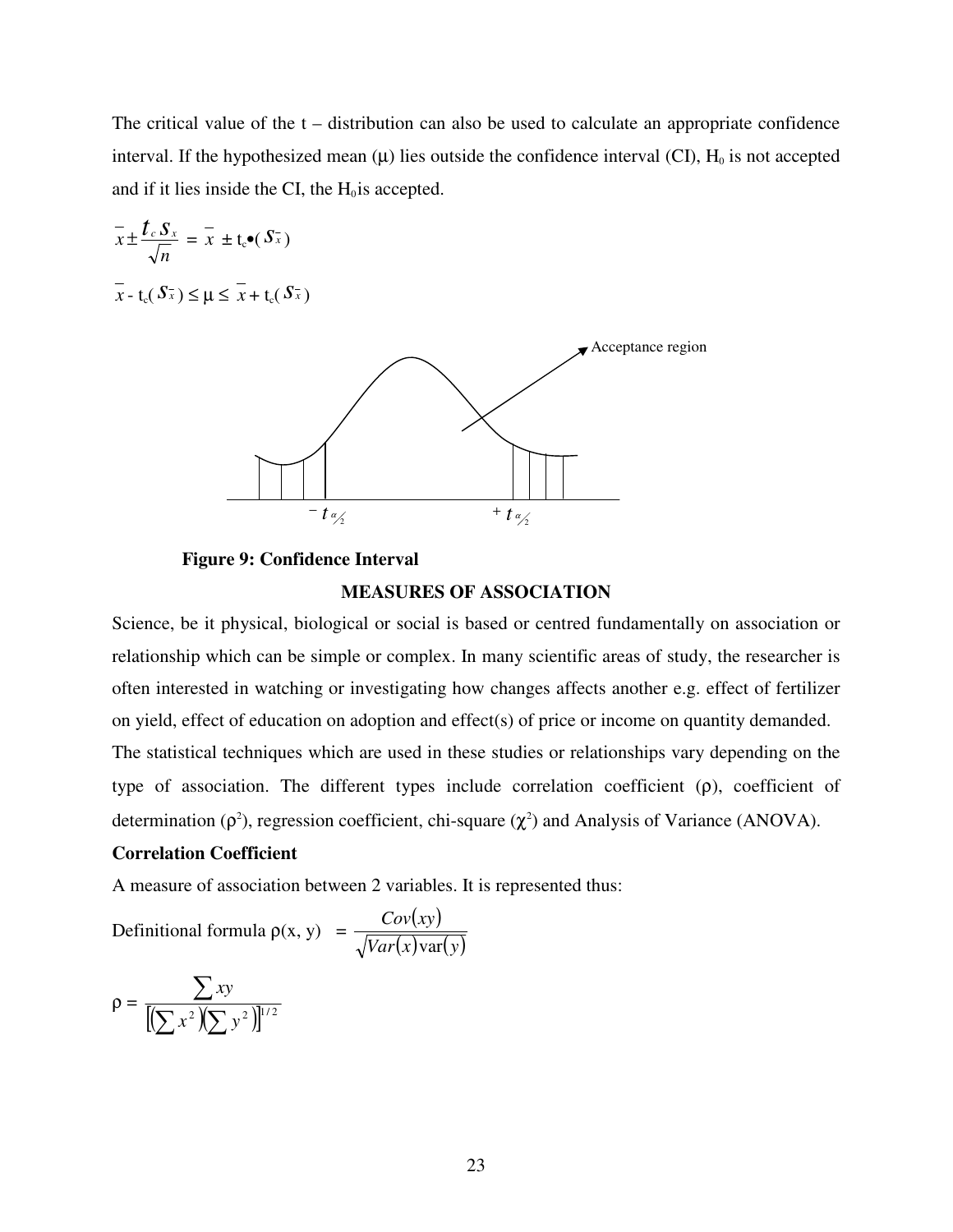The critical value of the t – distribution can also be used to calculate an appropriate confidence interval. If the hypothesized mean (μ) lies outside the confidence interval (CI), $H_0$ is not accepted and if it lies inside the CI, the $H_0$is accepted.

$$\bar{x} \pm \frac{t_c s_x}{\sqrt{n}} = \bar{x} \pm t_c \bullet (s_{\bar{x}})$$

$$\bar{x} - t_c(s_{\bar{x}}) \leq \mu \leq \bar{x} + t_c(s_{\bar{x}})$$

Acceptance region

$-t_{\alpha/2}$ $\quad$ $+t_{\alpha/2}$

**Figure 9: Confidence Interval**

## MEASURES OF ASSOCIATION

Science, be it physical, biological or social is based or centred fundamentally on association or relationship which can be simple or complex. In many scientific areas of study, the researcher is often interested in watching or investigating how changes affects another e.g. effect of fertilizer on yield, effect of education on adoption and effect(s) of price or income on quantity demanded. The statistical techniques which are used in these studies or relationships vary depending on the type of association. The different types include correlation coefficient (ρ), coefficient of determination ($\rho^2$), regression coefficient, chi-square ($\chi^2$) and Analysis of Variance (ANOVA).

### Correlation Coefficient

A measure of association between 2 variables. It is represented thus:

Definitional formula $\rho(x, y) = \dfrac{Cov(xy)}{\sqrt{Var(x)\text{var}(y)}}$

$$\rho = \frac{\sum xy}{\left[\left(\sum x^2\right)\left(\sum y^2\right)\right]^{1/2}}$$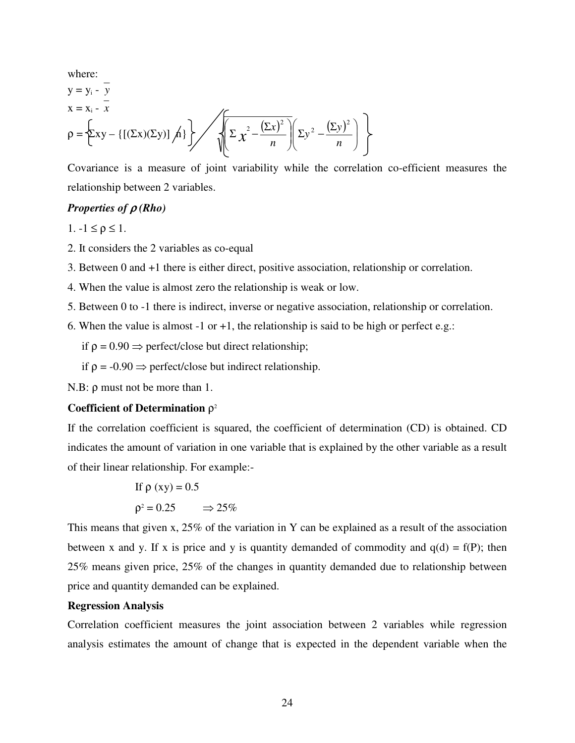where:

$y = y_i - \bar{y}$

$x = x_i - \bar{x}$

$$\rho = \left\{ \Sigma xy - \{[(\Sigma x)(\Sigma y)] / n\} \right\} \Big/ \sqrt{\left\{ \left( \Sigma x^2 - \frac{(\Sigma x)^2}{n} \right) \left( \Sigma y^2 - \frac{(\Sigma y)^2}{n} \right) \right\}}$$

Covariance is a measure of joint variability while the correlation co-efficient measures the relationship between 2 variables.

***Properties of ρ (Rho)***

1. $-1 \leq \rho \leq 1$.
2. It considers the 2 variables as co-equal
3. Between 0 and +1 there is either direct, positive association, relationship or correlation.
4. When the value is almost zero the relationship is weak or low.
5. Between 0 to -1 there is indirect, inverse or negative association, relationship or correlation.
6. When the value is almost -1 or +1, the relationship is said to be high or perfect e.g.:

   if $\rho = 0.90 \Rightarrow$ perfect/close but direct relationship;

   if $\rho = -0.90 \Rightarrow$ perfect/close but indirect relationship.

N.B: ρ must not be more than 1.

**Coefficient of Determination $\rho^2$**

If the correlation coefficient is squared, the coefficient of determination (CD) is obtained. CD indicates the amount of variation in one variable that is explained by the other variable as a result of their linear relationship. For example:-

If $\rho\ (xy) = 0.5$

$\rho^2 = 0.25 \qquad \Rightarrow 25\%$

This means that given x, 25% of the variation in Y can be explained as a result of the association between x and y. If x is price and y is quantity demanded of commodity and $q(d) = f(P)$; then 25% means given price, 25% of the changes in quantity demanded due to relationship between price and quantity demanded can be explained.

**Regression Analysis**

Correlation coefficient measures the joint association between 2 variables while regression analysis estimates the amount of change that is expected in the dependent variable when the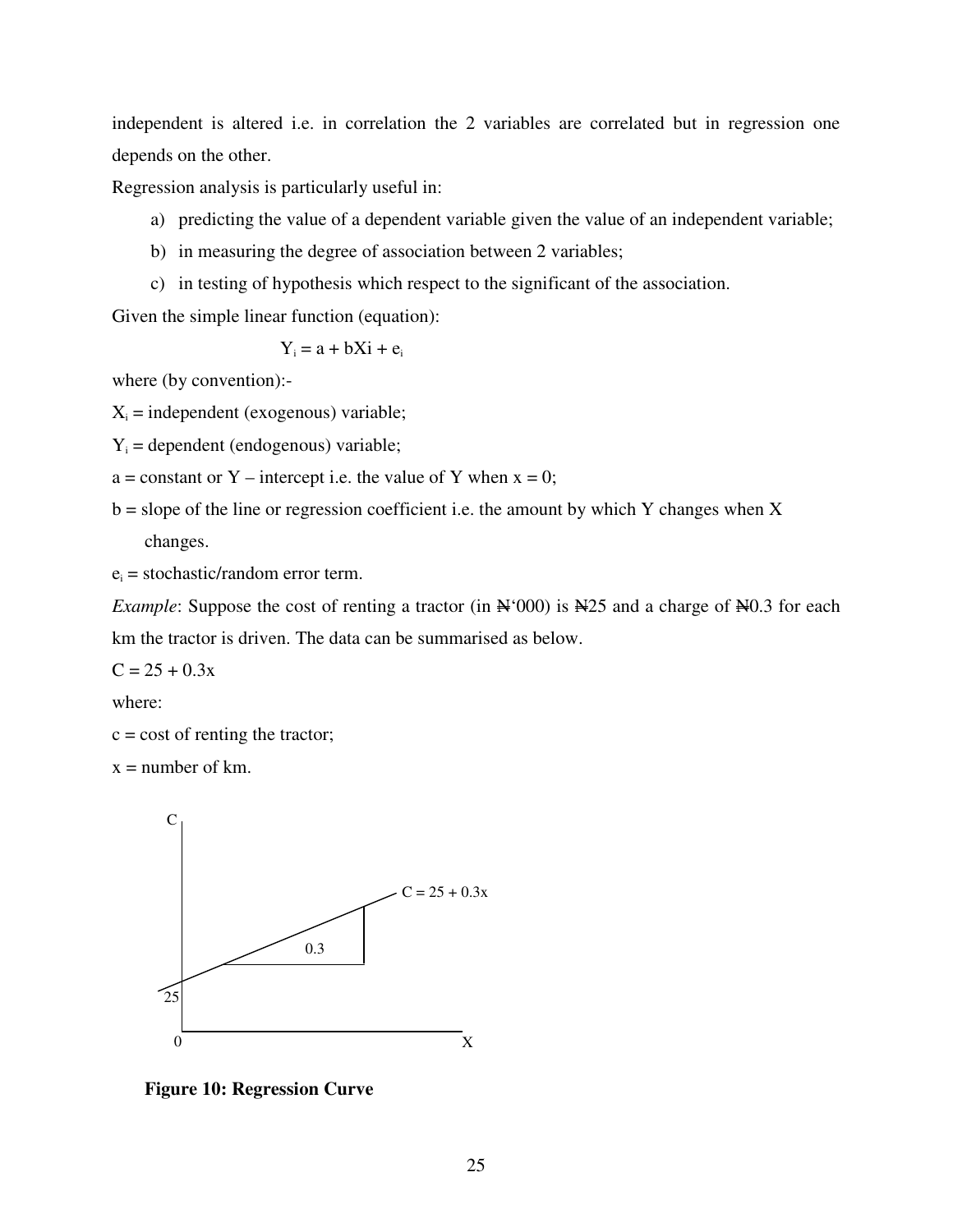independent is altered i.e. in correlation the 2 variables are correlated but in regression one depends on the other.

Regression analysis is particularly useful in:

a) predicting the value of a dependent variable given the value of an independent variable;
b) in measuring the degree of association between 2 variables;
c) in testing of hypothesis which respect to the significant of the association.

Given the simple linear function (equation):

$$Y_i = a + bXi + e_i$$

where (by convention):-

$X_i$ = independent (exogenous) variable;

$Y_i$ = dependent (endogenous) variable;

a = constant or Y – intercept i.e. the value of Y when x = 0;

b = slope of the line or regression coefficient i.e. the amount by which Y changes when X changes.

$e_i$ = stochastic/random error term.

*Example*: Suppose the cost of renting a tractor (in ₦'000) is ₦25 and a charge of ₦0.3 for each km the tractor is driven. The data can be summarised as below.

$C = 25 + 0.3x$

where:

c = cost of renting the tractor;

x = number of km.

**Figure 10: Regression Curve**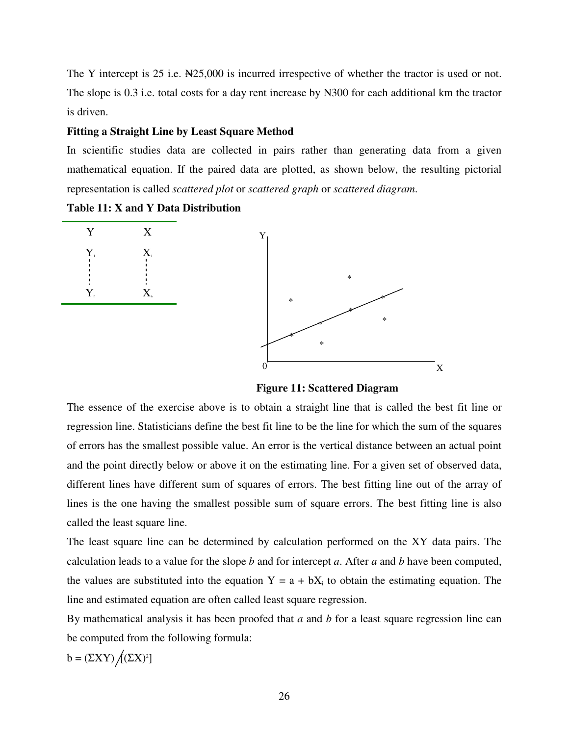The Y intercept is 25 i.e. ₦25,000 is incurred irrespective of whether the tractor is used or not. The slope is 0.3 i.e. total costs for a day rent increase by ₦300 for each additional km the tractor is driven.

**Fitting a Straight Line by Least Square Method**

In scientific studies data are collected in pairs rather than generating data from a given mathematical equation. If the paired data are plotted, as shown below, the resulting pictorial representation is called *scattered plot* or *scattered graph* or *scattered diagram*.

**Table 11: X and Y Data Distribution**

| Y | X |
|---|---|
| $Y_1$ | $X_1$ |
| ⋮ | ⋮ |
| $Y_n$ | $X_n$ |

**Figure 11: Scattered Diagram**

The essence of the exercise above is to obtain a straight line that is called the best fit line or regression line. Statisticians define the best fit line to be the line for which the sum of the squares of errors has the smallest possible value. An error is the vertical distance between an actual point and the point directly below or above it on the estimating line. For a given set of observed data, different lines have different sum of squares of errors. The best fitting line out of the array of lines is the one having the smallest possible sum of square errors. The best fitting line is also called the least square line.

The least square line can be determined by calculation performed on the XY data pairs. The calculation leads to a value for the slope *b* and for intercept *a*. After *a* and *b* have been computed, the values are substituted into the equation $Y = a + bX_i$ to obtain the estimating equation. The line and estimated equation are often called least square regression.

By mathematical analysis it has been proofed that *a* and *b* for a least square regression line can be computed from the following formula:

$b = (\Sigma XY) / [(\Sigma X)^2]$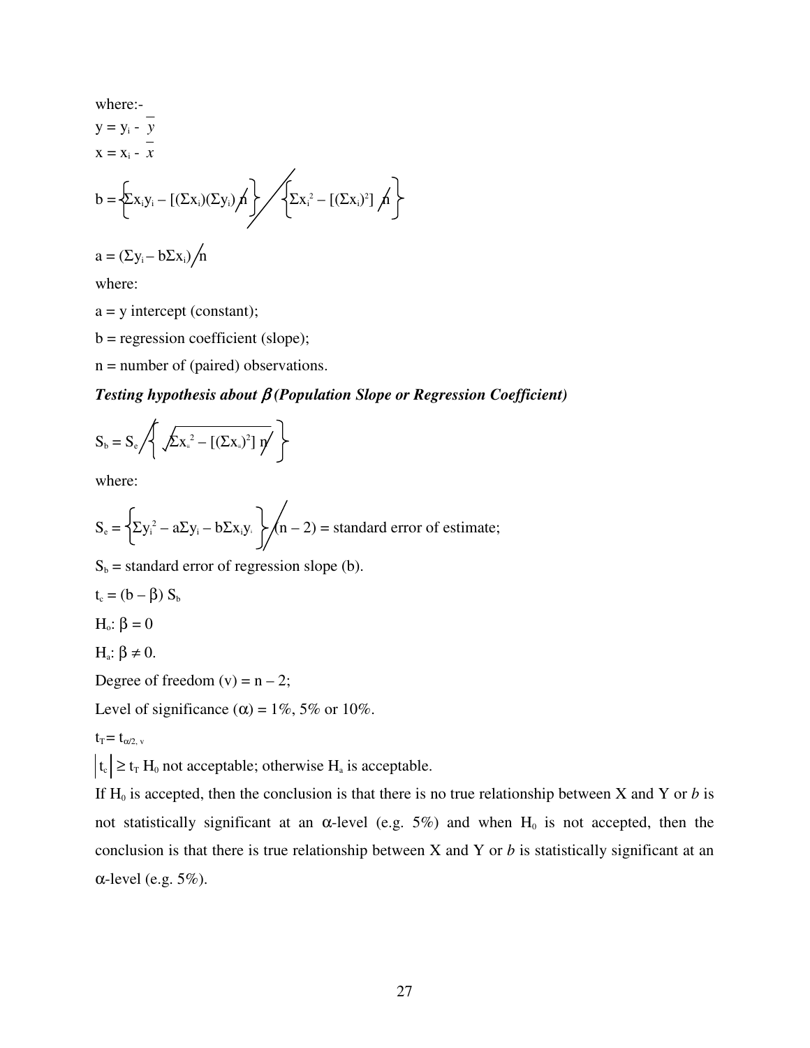where:-

$y = y_i - \bar{y}$

$x = x_i - \bar{x}$

$$b = \left\{\Sigma x_i y_i - [(\Sigma x_i)(\Sigma y_i)/n\right\} \Big/ \left\{\Sigma x_i^2 - [(\Sigma x_i)^2]/n\right\}$$

$$a = (\Sigma y_i - b\Sigma x_i)/n$$

where:

a = y intercept (constant);

b = regression coefficient (slope);

n = number of (paired) observations.

***Testing hypothesis about $\beta$ (Population Slope or Regression Coefficient)***

$$S_b = S_e \Big/ \left\{ \sqrt{\Sigma x_{ii}^2 - [(\Sigma x_{ii})^2]/n} \right\}$$

where:

$$S_e = \left\{\Sigma y_i^2 - a\Sigma y_i - b\Sigma x_i y_i\right\} \Big/ (n - 2) = \text{standard error of estimate;}$$

$S_b$ = standard error of regression slope (b).

$t_c = (b - \beta)\ S_b$

$H_o$: $\beta = 0$

$H_a$: $\beta \neq 0$.

Degree of freedom (v) = n – 2;

Level of significance ($\alpha$) = 1%, 5% or 10%.

$t_T = t_{\alpha/2,\ v}$

$|t_c| \geq t_T$ $H_0$ not acceptable; otherwise $H_a$ is acceptable.

If $H_0$ is accepted, then the conclusion is that there is no true relationship between X and Y or *b* is not statistically significant at an $\alpha$-level (e.g. 5%) and when $H_0$ is not accepted, then the conclusion is that there is true relationship between X and Y or *b* is statistically significant at an $\alpha$-level (e.g. 5%).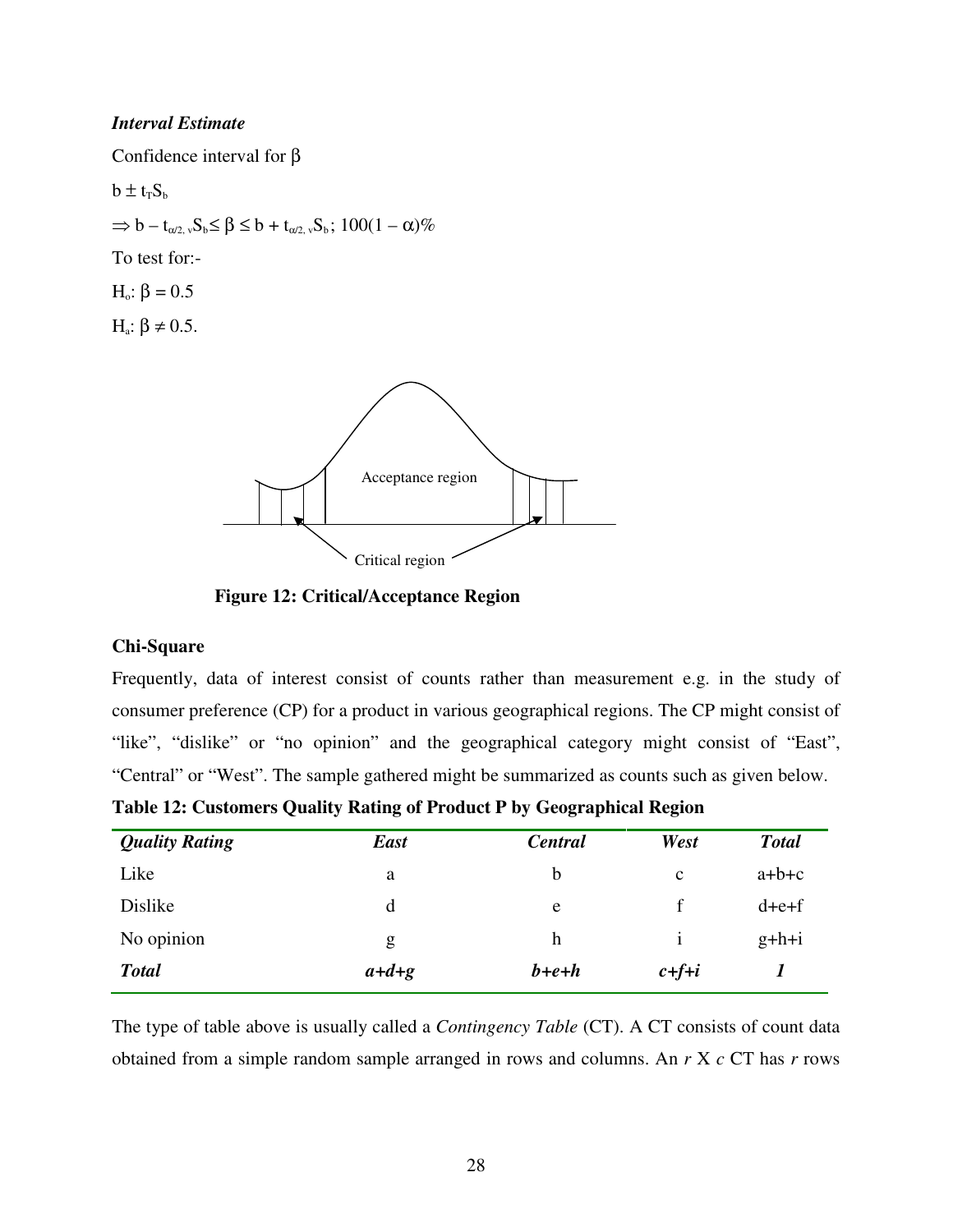***Interval Estimate***

Confidence interval for $\beta$

$b \pm t_T S_b$

$\Rightarrow b - t_{\alpha/2,\,v} S_b \leq \beta \leq b + t_{\alpha/2,\,v} S_b$; $100(1 - \alpha)\%$

To test for:-

$H_o$: $\beta = 0.5$

$H_a$: $\beta \neq 0.5$.

**Figure 12: Critical/Acceptance Region**

**Chi-Square**

Frequently, data of interest consist of counts rather than measurement e.g. in the study of consumer preference (CP) for a product in various geographical regions. The CP might consist of "like", "dislike" or "no opinion" and the geographical category might consist of "East", "Central" or "West". The sample gathered might be summarized as counts such as given below.

**Table 12: Customers Quality Rating of Product P by Geographical Region**

| ***Quality Rating*** | ***East*** | ***Central*** | ***West*** | ***Total*** |
|---|---|---|---|---|
| Like | a | b | c | a+b+c |
| Dislike | d | e | f | d+e+f |
| No opinion | g | h | i | g+h+i |
| ***Total*** | ***a+d+g*** | ***b+e+h*** | ***c+f+i*** | ***1*** |

The type of table above is usually called a *Contingency Table* (CT). A CT consists of count data obtained from a simple random sample arranged in rows and columns. An *r* X *c* CT has *r* rows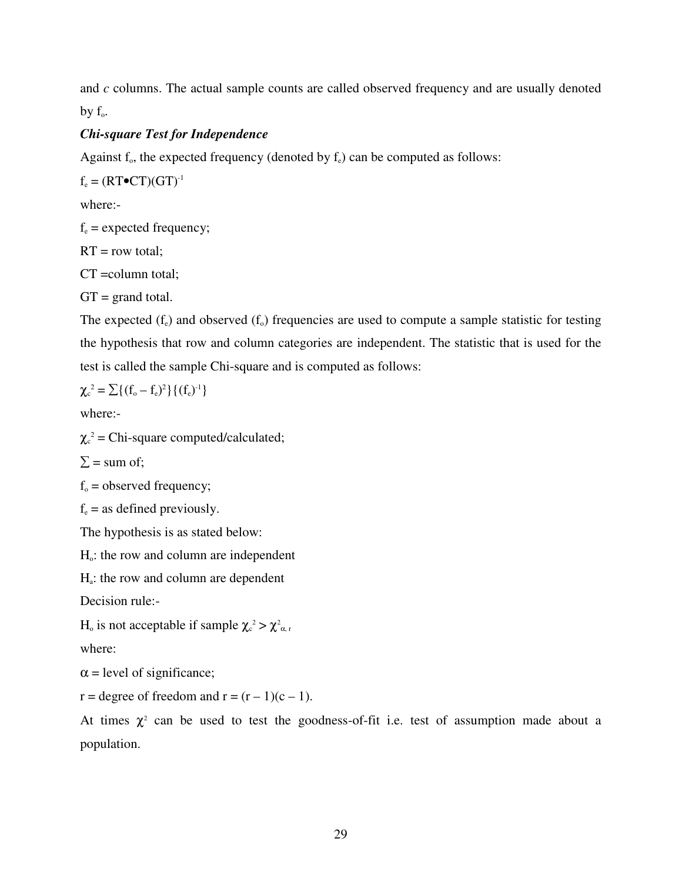and *c* columns. The actual sample counts are called observed frequency and are usually denoted by $f_o$.

***Chi-square Test for Independence***

Against $f_o$, the expected frequency (denoted by $f_e$) can be computed as follows:

$f_e = (RT \bullet CT)(GT)^{-1}$

where:-

$f_e$ = expected frequency;

RT = row total;

CT =column total;

GT = grand total.

The expected ($f_e$) and observed ($f_o$) frequencies are used to compute a sample statistic for testing the hypothesis that row and column categories are independent. The statistic that is used for the test is called the sample Chi-square and is computed as follows:

$\chi_c^2 = \sum\{(f_o - f_e)^2\}\{(f_e)^{-1}\}$

where:-

$\chi_c^2$ = Chi-square computed/calculated;

$\sum$ = sum of;

$f_o$ = observed frequency;

$f_e$ = as defined previously.

The hypothesis is as stated below:

$H_o$: the row and column are independent

$H_a$: the row and column are dependent

Decision rule:-

$H_o$ is not acceptable if sample $\chi_c^2 > \chi^2_{\alpha,\, r}$

where:

$\alpha$ = level of significance;

r = degree of freedom and r = (r – 1)(c – 1).

At times $\chi^2$ can be used to test the goodness-of-fit i.e. test of assumption made about a population.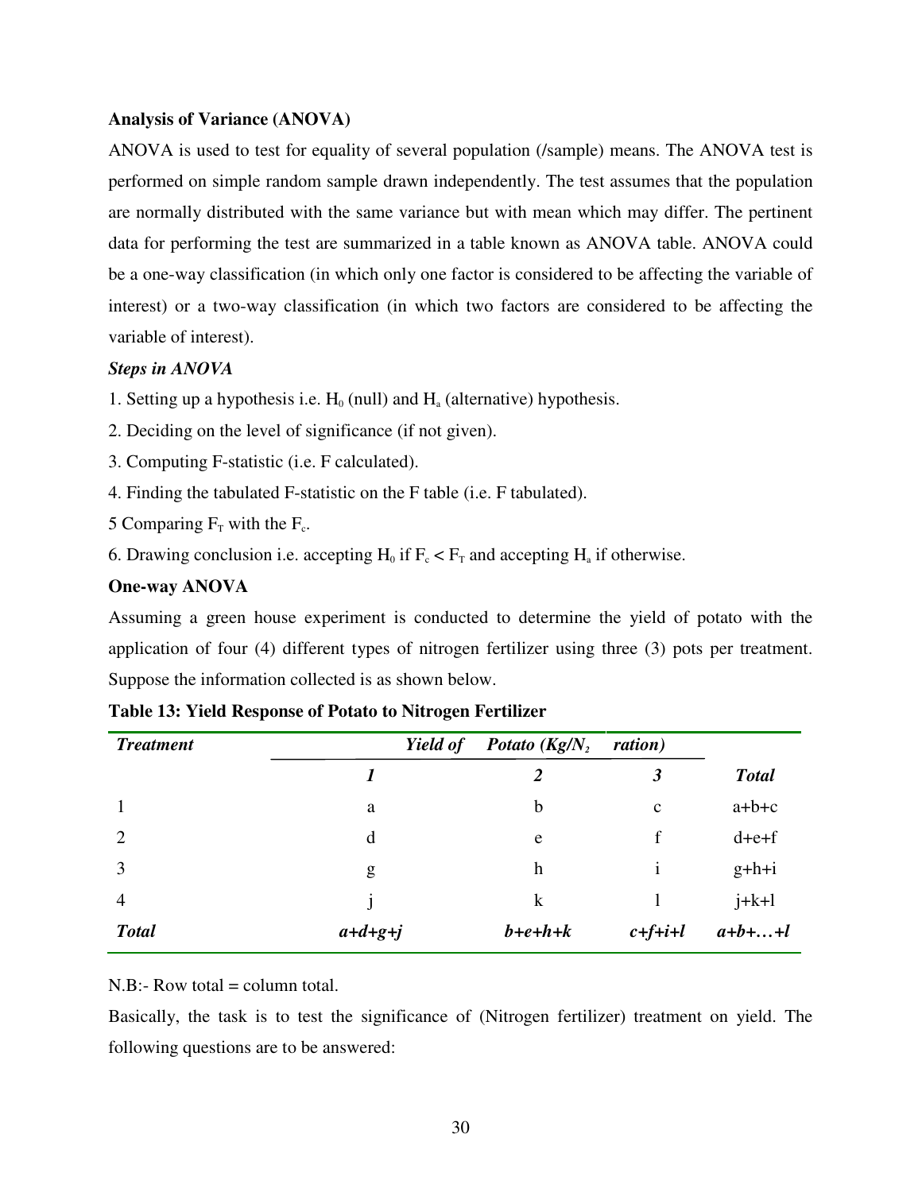**Analysis of Variance (ANOVA)**

ANOVA is used to test for equality of several population (/sample) means. The ANOVA test is performed on simple random sample drawn independently. The test assumes that the population are normally distributed with the same variance but with mean which may differ. The pertinent data for performing the test are summarized in a table known as ANOVA table. ANOVA could be a one-way classification (in which only one factor is considered to be affecting the variable of interest) or a two-way classification (in which two factors are considered to be affecting the variable of interest).

***Steps in ANOVA***

1. Setting up a hypothesis i.e. $H_0$ (null) and $H_a$ (alternative) hypothesis.
2. Deciding on the level of significance (if not given).
3. Computing F-statistic (i.e. F calculated).
4. Finding the tabulated F-statistic on the F table (i.e. F tabulated).
5 Comparing $F_T$ with the $F_c$.
6. Drawing conclusion i.e. accepting $H_0$ if $F_c < F_T$ and accepting $H_a$ if otherwise.

**One-way ANOVA**

Assuming a green house experiment is conducted to determine the yield of potato with the application of four (4) different types of nitrogen fertilizer using three (3) pots per treatment. Suppose the information collected is as shown below.

**Table 13: Yield Response of Potato to Nitrogen Fertilizer**

| ***Treatment*** | ***Yield of Potato (Kg/$N_2$ ration)*** | | | |
|---|---|---|---|---|
| | ***1*** | ***2*** | ***3*** | ***Total*** |
| 1 | a | b | c | a+b+c |
| 2 | d | e | f | d+e+f |
| 3 | g | h | i | g+h+i |
| 4 | j | k | l | j+k+l |
| ***Total*** | ***a+d+g+j*** | ***b+e+h+k*** | ***c+f+i+l*** | ***a+b+…+l*** |

N.B:- Row total = column total.

Basically, the task is to test the significance of (Nitrogen fertilizer) treatment on yield. The following questions are to be answered: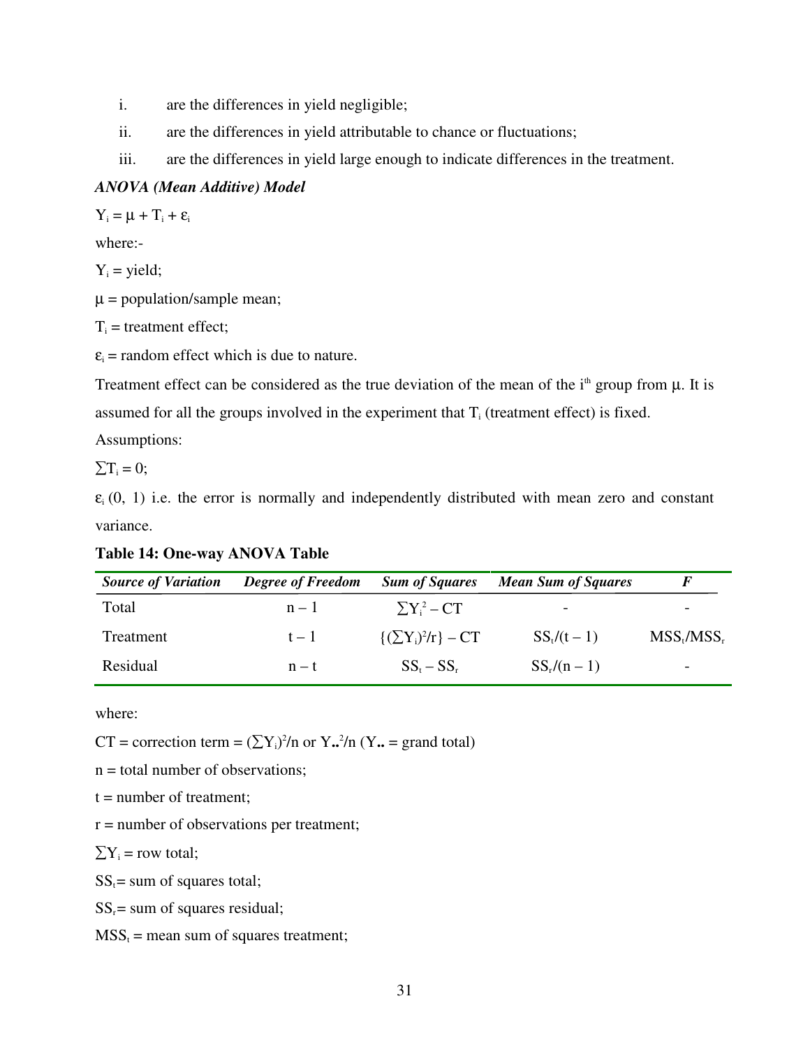i. are the differences in yield negligible;

ii. are the differences in yield attributable to chance or fluctuations;

iii. are the differences in yield large enough to indicate differences in the treatment.

***ANOVA (Mean Additive) Model***

$Y_i = \mu + T_i + \varepsilon_i$

where:-

$Y_i$ = yield;

$\mu$ = population/sample mean;

$T_i$ = treatment effect;

$\varepsilon_i$ = random effect which is due to nature.

Treatment effect can be considered as the true deviation of the mean of the i[th] group from $\mu$. It is assumed for all the groups involved in the experiment that $T_i$ (treatment effect) is fixed.

Assumptions:

$\sum T_i = 0$;

$\varepsilon_i$ (0, 1) i.e. the error is normally and independently distributed with mean zero and constant variance.

**Table 14: One-way ANOVA Table**

| *Source of Variation* | *Degree of Freedom* | *Sum of Squares* | *Mean Sum of Squares* | *F* |
|---|---|---|---|---|
| Total | $n - 1$ | $\sum Y_i^2 - CT$ | - | - |
| Treatment | $t - 1$ | $\{(\sum Y_i)^2/r\} - CT$ | $SS_t/(t - 1)$ | $MSS_t/MSS_r$ |
| Residual | $n - t$ | $SS_t - SS_r$ | $SS_r/(n - 1)$ | - |

where:

CT = correction term = $(\sum Y_i)^2/n$ or $Y_{..}^2/n$ ($Y_{..}$ = grand total)

n = total number of observations;

t = number of treatment;

r = number of observations per treatment;

$\sum Y_i$ = row total;

$SS_t$ = sum of squares total;

$SS_r$ = sum of squares residual;

$MSS_t$ = mean sum of squares treatment;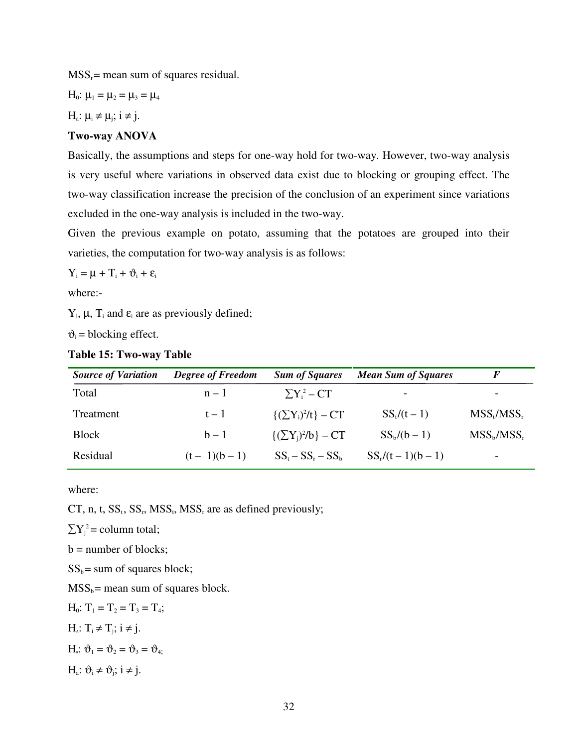$MSS_r$= mean sum of squares residual.

$H_0$: $\mu_1 = \mu_2 = \mu_3 = \mu_4$

$H_a$: $\mu_i \neq \mu_j$; $i \neq j$.

**Two-way ANOVA**

Basically, the assumptions and steps for one-way hold for two-way. However, two-way analysis is very useful where variations in observed data exist due to blocking or grouping effect. The two-way classification increase the precision of the conclusion of an experiment since variations excluded in the one-way analysis is included in the two-way.

Given the previous example on potato, assuming that the potatoes are grouped into their varieties, the computation for two-way analysis is as follows:

$Y_i = \mu + T_i + \vartheta_i + \varepsilon_i$

where:-

$Y_i$, $\mu$, $T_i$ and $\varepsilon_i$ are as previously defined;

$\vartheta_i$ = blocking effect.

**Table 15: Two-way Table**

| *Source of Variation* | *Degree of Freedom* | *Sum of Squares* | *Mean Sum of Squares* | *F* |
|---|---|---|---|---|
| Total | $n - 1$ | $\sum Y_i^2 - CT$ | - | - |
| Treatment | $t - 1$ | $\{(\sum Y_i)^2/t\} - CT$ | $SS_t/(t - 1)$ | $MSS_t/MSS_r$ |
| Block | $b - 1$ | $\{(\sum Y_j)^2/b\} - CT$ | $SS_b/(b - 1)$ | $MSS_b/MSS_r$ |
| Residual | $(t - 1)(b - 1)$ | $SS_t - SS_r - SS_b$ | $SS_r/(t - 1)(b - 1)$ | - |

where:

CT, n, t, $SS_t$, $SS_r$, $MSS_t$, $MSS_r$ are as defined previously;

$\sum Y_j^2$ = column total;

b = number of blocks;

$SS_b$= sum of squares block;

$MSS_b$= mean sum of squares block.

$H_0$: $T_1 = T_2 = T_3 = T_4$;

$H_A$: $T_i \neq T_j$; $i \neq j$.

$H_o$: $\vartheta_1 = \vartheta_2 = \vartheta_3 = \vartheta_4$;

$H_a$: $\vartheta_i \neq \vartheta_j$; $i \neq j$.